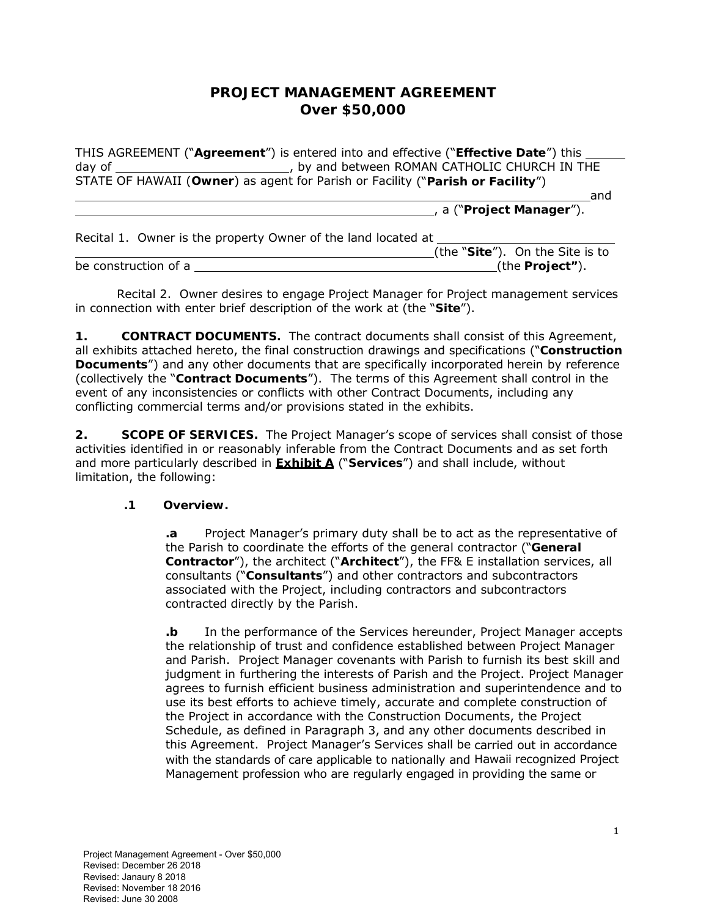# PROJECT MANAGEMENT AGREEMENT
## Over $50,000

THIS AGREEMENT ("**Agreement**") is entered into and effective ("**Effective Date**") this ______ day of ________________________, by and between ROMAN CATHOLIC CHURCH IN THE STATE OF HAWAII (**Owner**) as agent for Parish or Facility ("**Parish or Facility**") ______________________________________________________________________and __________________________________________________, a ("**Project Manager**").

Recital 1. Owner is the property Owner of the land located at ________________________ ______________________________________________________(the "**Site**"). On the Site is to be construction of a __________________________________________(the **Project"**).

Recital 2. Owner desires to engage Project Manager for Project management services in connection with enter brief description of the work at (the "**Site**").

**1. CONTRACT DOCUMENTS.** The contract documents shall consist of this Agreement, all exhibits attached hereto, the final construction drawings and specifications ("**Construction Documents**") and any other documents that are specifically incorporated herein by reference (collectively the "**Contract Documents**"). The terms of this Agreement shall control in the event of any inconsistencies or conflicts with other Contract Documents, including any conflicting commercial terms and/or provisions stated in the exhibits.

**2. SCOPE OF SERVICES.** The Project Manager's scope of services shall consist of those activities identified in or reasonably inferable from the Contract Documents and as set forth and more particularly described in **Exhibit A** ("**Services**") and shall include, without limitation, the following:

**.1 Overview.**

**.a** Project Manager's primary duty shall be to act as the representative of the Parish to coordinate the efforts of the general contractor ("**General Contractor**"), the architect ("**Architect**"), the FF& E installation services, all consultants ("**Consultants**") and other contractors and subcontractors associated with the Project, including contractors and subcontractors contracted directly by the Parish.

**.b** In the performance of the Services hereunder, Project Manager accepts the relationship of trust and confidence established between Project Manager and Parish. Project Manager covenants with Parish to furnish its best skill and judgment in furthering the interests of Parish and the Project. Project Manager agrees to furnish efficient business administration and superintendence and to use its best efforts to achieve timely, accurate and complete construction of the Project in accordance with the Construction Documents, the Project Schedule, as defined in Paragraph 3, and any other documents described in this Agreement. Project Manager's Services shall be carried out in accordance with the standards of care applicable to nationally and Hawaii recognized Project Management profession who are regularly engaged in providing the same or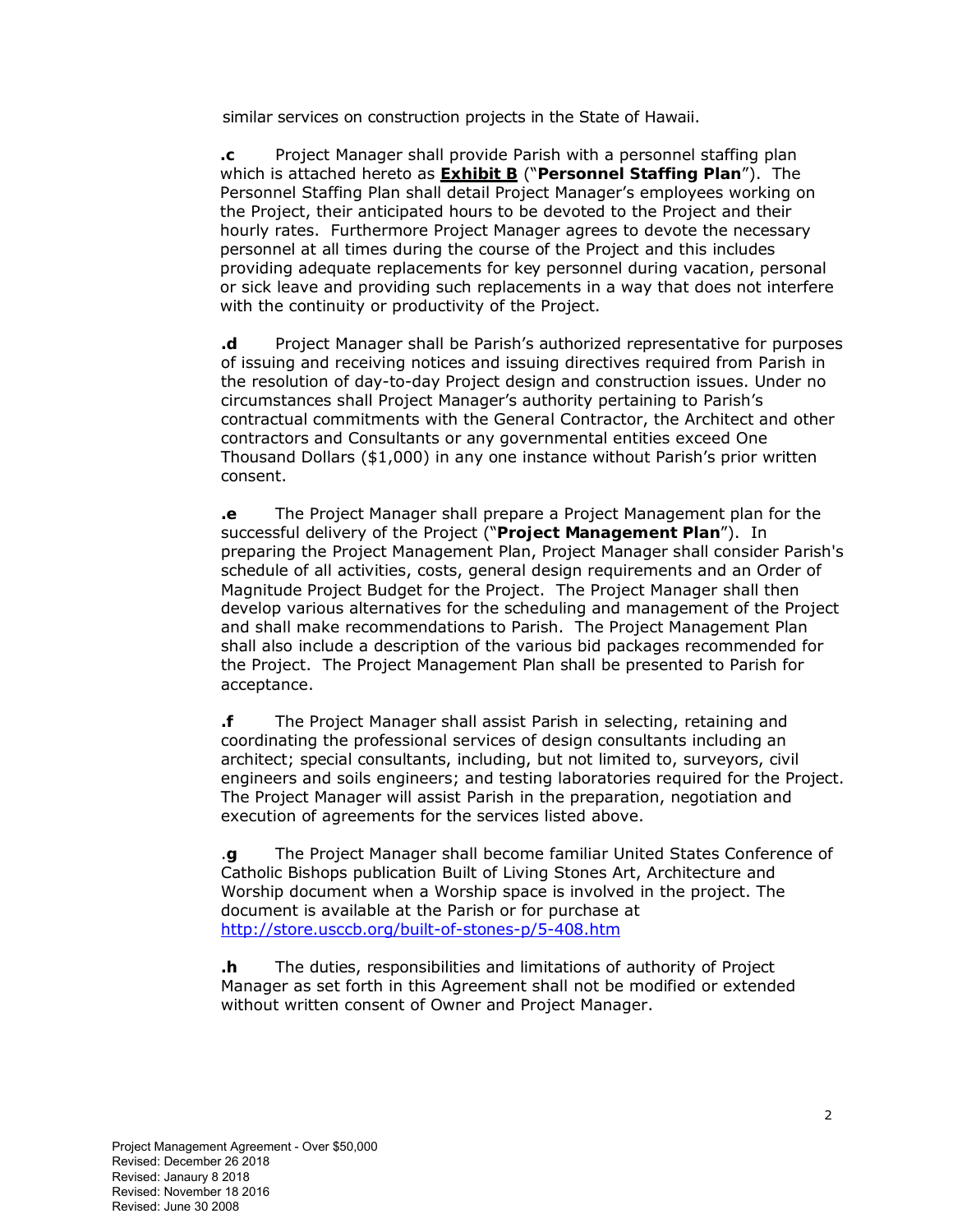similar services on construction projects in the State of Hawaii.

**.c** Project Manager shall provide Parish with a personnel staffing plan which is attached hereto as **Exhibit B** ("**Personnel Staffing Plan**"). The Personnel Staffing Plan shall detail Project Manager's employees working on the Project, their anticipated hours to be devoted to the Project and their hourly rates. Furthermore Project Manager agrees to devote the necessary personnel at all times during the course of the Project and this includes providing adequate replacements for key personnel during vacation, personal or sick leave and providing such replacements in a way that does not interfere with the continuity or productivity of the Project.

**.d** Project Manager shall be Parish's authorized representative for purposes of issuing and receiving notices and issuing directives required from Parish in the resolution of day-to-day Project design and construction issues. Under no circumstances shall Project Manager's authority pertaining to Parish's contractual commitments with the General Contractor, the Architect and other contractors and Consultants or any governmental entities exceed One Thousand Dollars ($1,000) in any one instance without Parish's prior written consent.

**.e** The Project Manager shall prepare a Project Management plan for the successful delivery of the Project ("**Project Management Plan**"). In preparing the Project Management Plan, Project Manager shall consider Parish's schedule of all activities, costs, general design requirements and an Order of Magnitude Project Budget for the Project. The Project Manager shall then develop various alternatives for the scheduling and management of the Project and shall make recommendations to Parish. The Project Management Plan shall also include a description of the various bid packages recommended for the Project. The Project Management Plan shall be presented to Parish for acceptance.

**.f** The Project Manager shall assist Parish in selecting, retaining and coordinating the professional services of design consultants including an architect; special consultants, including, but not limited to, surveyors, civil engineers and soils engineers; and testing laboratories required for the Project. The Project Manager will assist Parish in the preparation, negotiation and execution of agreements for the services listed above.

**.g** The Project Manager shall become familiar United States Conference of Catholic Bishops publication Built of Living Stones Art, Architecture and Worship document when a Worship space is involved in the project. The document is available at the Parish or for purchase at http://store.usccb.org/built-of-stones-p/5-408.htm

**.h** The duties, responsibilities and limitations of authority of Project Manager as set forth in this Agreement shall not be modified or extended without written consent of Owner and Project Manager.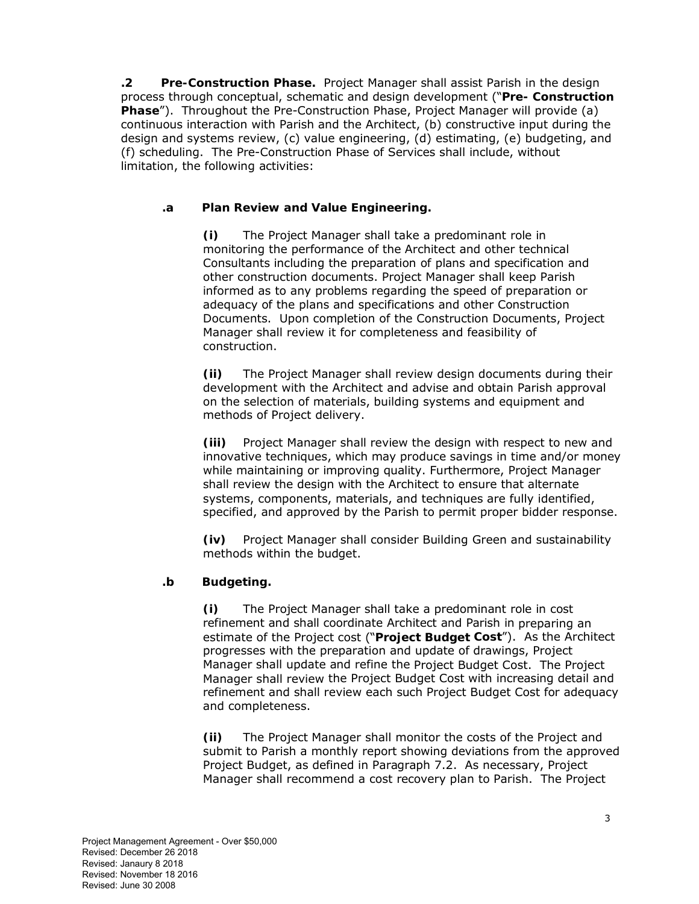**.2 Pre-Construction Phase.** Project Manager shall assist Parish in the design process through conceptual, schematic and design development ("**Pre- Construction Phase**"). Throughout the Pre-Construction Phase, Project Manager will provide (a) continuous interaction with Parish and the Architect, (b) constructive input during the design and systems review, (c) value engineering, (d) estimating, (e) budgeting, and (f) scheduling. The Pre-Construction Phase of Services shall include, without limitation, the following activities:

**.a Plan Review and Value Engineering.**

**(i)** The Project Manager shall take a predominant role in monitoring the performance of the Architect and other technical Consultants including the preparation of plans and specification and other construction documents. Project Manager shall keep Parish informed as to any problems regarding the speed of preparation or adequacy of the plans and specifications and other Construction Documents. Upon completion of the Construction Documents, Project Manager shall review it for completeness and feasibility of construction.

**(ii)** The Project Manager shall review design documents during their development with the Architect and advise and obtain Parish approval on the selection of materials, building systems and equipment and methods of Project delivery.

**(iii)** Project Manager shall review the design with respect to new and innovative techniques, which may produce savings in time and/or money while maintaining or improving quality. Furthermore, Project Manager shall review the design with the Architect to ensure that alternate systems, components, materials, and techniques are fully identified, specified, and approved by the Parish to permit proper bidder response.

**(iv)** Project Manager shall consider Building Green and sustainability methods within the budget.

**.b Budgeting.**

**(i)** The Project Manager shall take a predominant role in cost refinement and shall coordinate Architect and Parish in preparing an estimate of the Project cost ("**Project Budget Cost**"). As the Architect progresses with the preparation and update of drawings, Project Manager shall update and refine the Project Budget Cost. The Project Manager shall review the Project Budget Cost with increasing detail and refinement and shall review each such Project Budget Cost for adequacy and completeness.

**(ii)** The Project Manager shall monitor the costs of the Project and submit to Parish a monthly report showing deviations from the approved Project Budget, as defined in Paragraph 7.2. As necessary, Project Manager shall recommend a cost recovery plan to Parish. The Project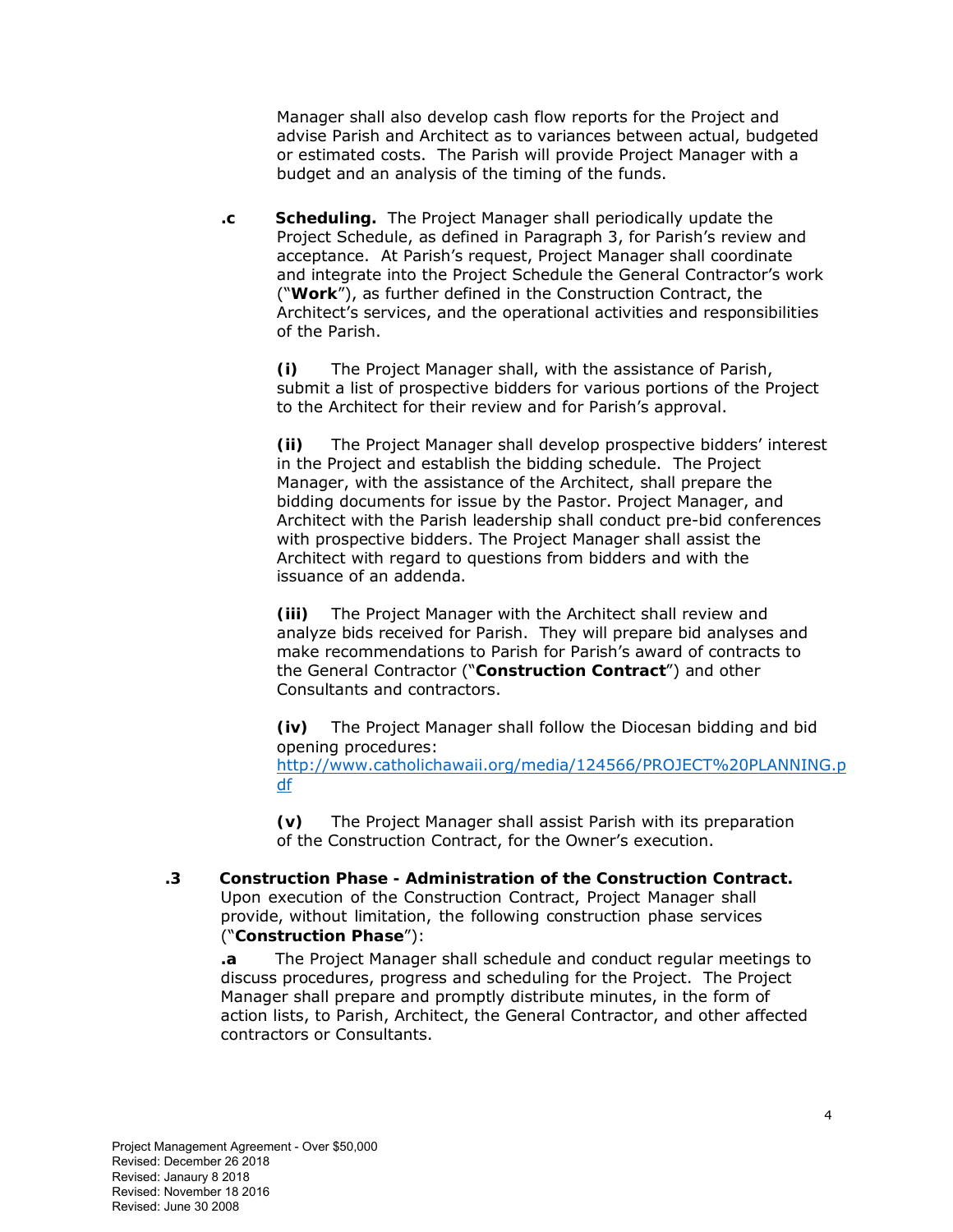Manager shall also develop cash flow reports for the Project and advise Parish and Architect as to variances between actual, budgeted or estimated costs. The Parish will provide Project Manager with a budget and an analysis of the timing of the funds.

**.c Scheduling.** The Project Manager shall periodically update the Project Schedule, as defined in Paragraph 3, for Parish's review and acceptance. At Parish's request, Project Manager shall coordinate and integrate into the Project Schedule the General Contractor's work ("**Work**"), as further defined in the Construction Contract, the Architect's services, and the operational activities and responsibilities of the Parish.

**(i)** The Project Manager shall, with the assistance of Parish, submit a list of prospective bidders for various portions of the Project to the Architect for their review and for Parish's approval.

**(ii)** The Project Manager shall develop prospective bidders' interest in the Project and establish the bidding schedule. The Project Manager, with the assistance of the Architect, shall prepare the bidding documents for issue by the Pastor. Project Manager, and Architect with the Parish leadership shall conduct pre-bid conferences with prospective bidders. The Project Manager shall assist the Architect with regard to questions from bidders and with the issuance of an addenda.

**(iii)** The Project Manager with the Architect shall review and analyze bids received for Parish. They will prepare bid analyses and make recommendations to Parish for Parish's award of contracts to the General Contractor ("**Construction Contract**") and other Consultants and contractors.

**(iv)** The Project Manager shall follow the Diocesan bidding and bid opening procedures: [http://www.catholichawaii.org/media/124566/PROJECT%20PLANNING.pdf](http://www.catholichawaii.org/media/124566/PROJECT%20PLANNING.pdf)

**(v)** The Project Manager shall assist Parish with its preparation of the Construction Contract, for the Owner's execution.

**.3 Construction Phase - Administration of the Construction Contract.** Upon execution of the Construction Contract, Project Manager shall provide, without limitation, the following construction phase services ("**Construction Phase**"):

**.a** The Project Manager shall schedule and conduct regular meetings to discuss procedures, progress and scheduling for the Project. The Project Manager shall prepare and promptly distribute minutes, in the form of action lists, to Parish, Architect, the General Contractor, and other affected contractors or Consultants.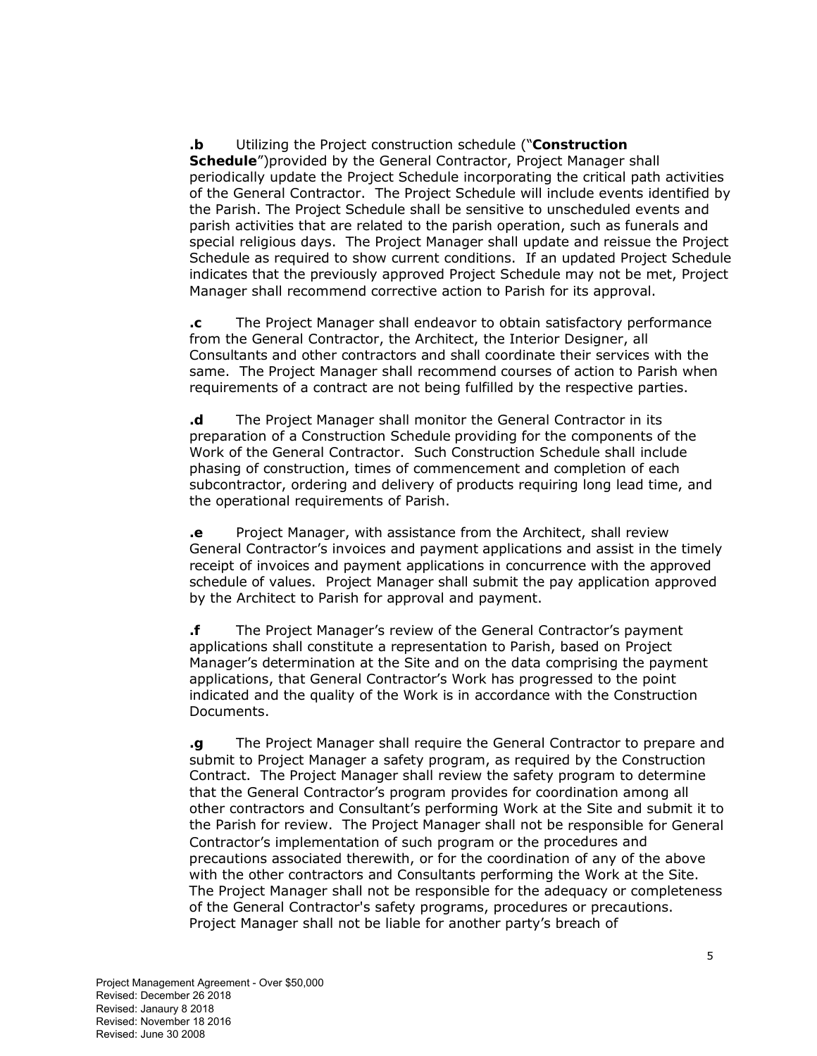**.b** Utilizing the Project construction schedule ("**Construction Schedule**")provided by the General Contractor, Project Manager shall periodically update the Project Schedule incorporating the critical path activities of the General Contractor. The Project Schedule will include events identified by the Parish. The Project Schedule shall be sensitive to unscheduled events and parish activities that are related to the parish operation, such as funerals and special religious days. The Project Manager shall update and reissue the Project Schedule as required to show current conditions. If an updated Project Schedule indicates that the previously approved Project Schedule may not be met, Project Manager shall recommend corrective action to Parish for its approval.

**.c** The Project Manager shall endeavor to obtain satisfactory performance from the General Contractor, the Architect, the Interior Designer, all Consultants and other contractors and shall coordinate their services with the same. The Project Manager shall recommend courses of action to Parish when requirements of a contract are not being fulfilled by the respective parties.

**.d** The Project Manager shall monitor the General Contractor in its preparation of a Construction Schedule providing for the components of the Work of the General Contractor. Such Construction Schedule shall include phasing of construction, times of commencement and completion of each subcontractor, ordering and delivery of products requiring long lead time, and the operational requirements of Parish.

**.e** Project Manager, with assistance from the Architect, shall review General Contractor's invoices and payment applications and assist in the timely receipt of invoices and payment applications in concurrence with the approved schedule of values. Project Manager shall submit the pay application approved by the Architect to Parish for approval and payment.

**.f** The Project Manager's review of the General Contractor's payment applications shall constitute a representation to Parish, based on Project Manager's determination at the Site and on the data comprising the payment applications, that General Contractor's Work has progressed to the point indicated and the quality of the Work is in accordance with the Construction Documents.

**.g** The Project Manager shall require the General Contractor to prepare and submit to Project Manager a safety program, as required by the Construction Contract. The Project Manager shall review the safety program to determine that the General Contractor's program provides for coordination among all other contractors and Consultant's performing Work at the Site and submit it to the Parish for review. The Project Manager shall not be responsible for General Contractor's implementation of such program or the procedures and precautions associated therewith, or for the coordination of any of the above with the other contractors and Consultants performing the Work at the Site. The Project Manager shall not be responsible for the adequacy or completeness of the General Contractor's safety programs, procedures or precautions. Project Manager shall not be liable for another party's breach of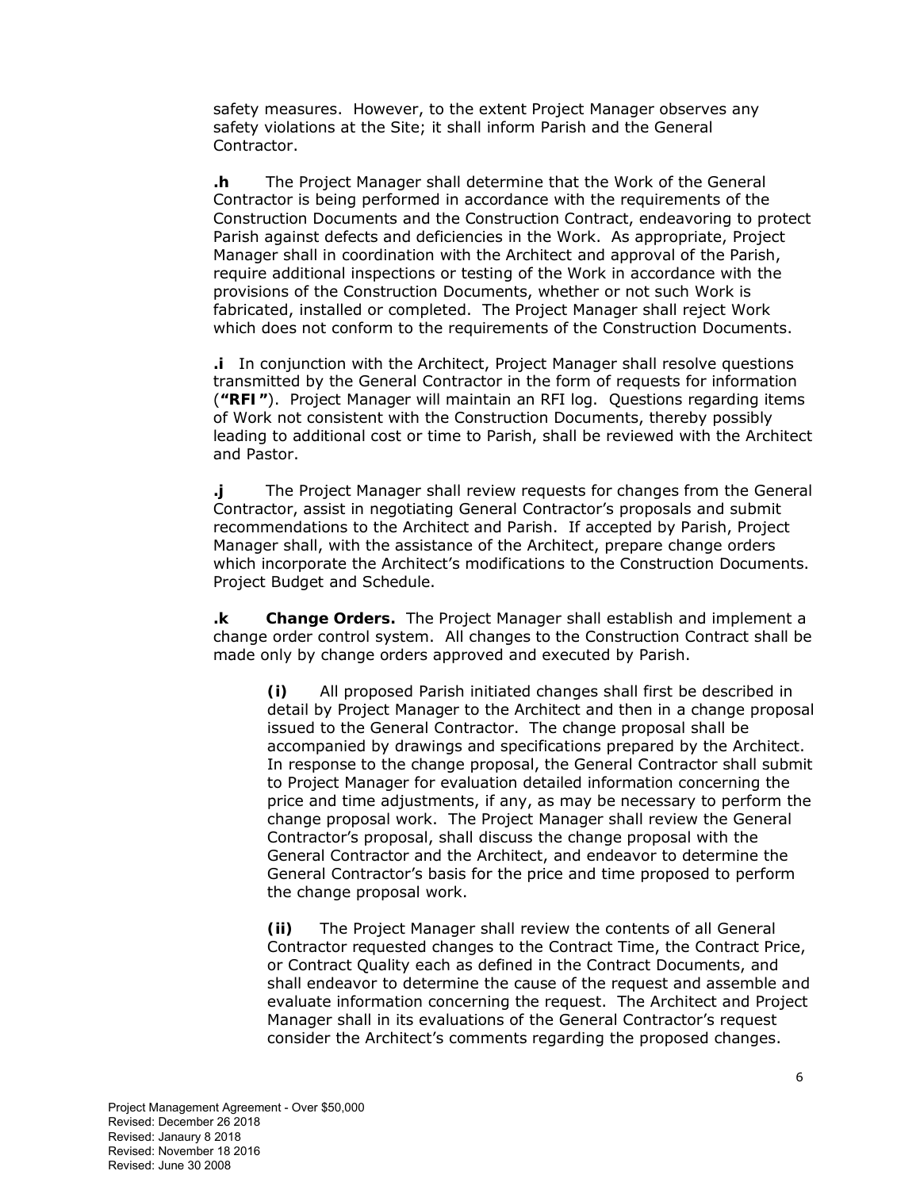safety measures. However, to the extent Project Manager observes any safety violations at the Site; it shall inform Parish and the General Contractor.

**.h** The Project Manager shall determine that the Work of the General Contractor is being performed in accordance with the requirements of the Construction Documents and the Construction Contract, endeavoring to protect Parish against defects and deficiencies in the Work. As appropriate, Project Manager shall in coordination with the Architect and approval of the Parish, require additional inspections or testing of the Work in accordance with the provisions of the Construction Documents, whether or not such Work is fabricated, installed or completed. The Project Manager shall reject Work which does not conform to the requirements of the Construction Documents.

**.i** In conjunction with the Architect, Project Manager shall resolve questions transmitted by the General Contractor in the form of requests for information (**"RFI"**). Project Manager will maintain an RFI log. Questions regarding items of Work not consistent with the Construction Documents, thereby possibly leading to additional cost or time to Parish, shall be reviewed with the Architect and Pastor.

**.j** The Project Manager shall review requests for changes from the General Contractor, assist in negotiating General Contractor's proposals and submit recommendations to the Architect and Parish. If accepted by Parish, Project Manager shall, with the assistance of the Architect, prepare change orders which incorporate the Architect's modifications to the Construction Documents. Project Budget and Schedule.

**.k** **Change Orders.** The Project Manager shall establish and implement a change order control system. All changes to the Construction Contract shall be made only by change orders approved and executed by Parish.

> **(i)** All proposed Parish initiated changes shall first be described in detail by Project Manager to the Architect and then in a change proposal issued to the General Contractor. The change proposal shall be accompanied by drawings and specifications prepared by the Architect. In response to the change proposal, the General Contractor shall submit to Project Manager for evaluation detailed information concerning the price and time adjustments, if any, as may be necessary to perform the change proposal work. The Project Manager shall review the General Contractor's proposal, shall discuss the change proposal with the General Contractor and the Architect, and endeavor to determine the General Contractor's basis for the price and time proposed to perform the change proposal work.
>
> **(ii)** The Project Manager shall review the contents of all General Contractor requested changes to the Contract Time, the Contract Price, or Contract Quality each as defined in the Contract Documents, and shall endeavor to determine the cause of the request and assemble and evaluate information concerning the request. The Architect and Project Manager shall in its evaluations of the General Contractor's request consider the Architect's comments regarding the proposed changes.

Project Management Agreement - Over $50,000
Revised: December 26 2018
Revised: Janaury 8 2018
Revised: November 18 2016
Revised: June 30 2008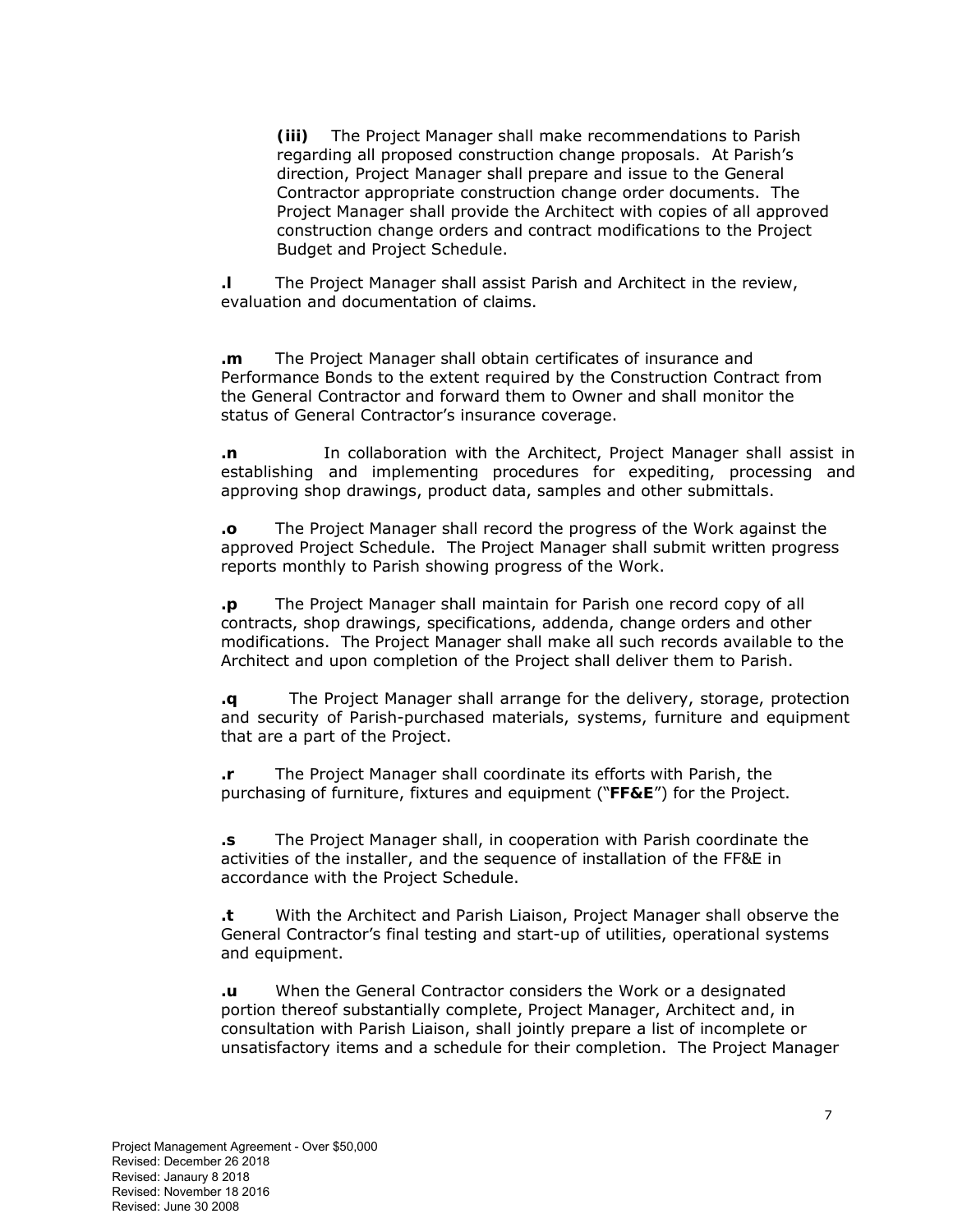**(iii)** The Project Manager shall make recommendations to Parish regarding all proposed construction change proposals. At Parish's direction, Project Manager shall prepare and issue to the General Contractor appropriate construction change order documents. The Project Manager shall provide the Architect with copies of all approved construction change orders and contract modifications to the Project Budget and Project Schedule.

**.l** The Project Manager shall assist Parish and Architect in the review, evaluation and documentation of claims.

**.m** The Project Manager shall obtain certificates of insurance and Performance Bonds to the extent required by the Construction Contract from the General Contractor and forward them to Owner and shall monitor the status of General Contractor's insurance coverage.

**.n** In collaboration with the Architect, Project Manager shall assist in establishing and implementing procedures for expediting, processing and approving shop drawings, product data, samples and other submittals.

**.o** The Project Manager shall record the progress of the Work against the approved Project Schedule. The Project Manager shall submit written progress reports monthly to Parish showing progress of the Work.

**.p** The Project Manager shall maintain for Parish one record copy of all contracts, shop drawings, specifications, addenda, change orders and other modifications. The Project Manager shall make all such records available to the Architect and upon completion of the Project shall deliver them to Parish.

**.q** The Project Manager shall arrange for the delivery, storage, protection and security of Parish-purchased materials, systems, furniture and equipment that are a part of the Project.

**.r** The Project Manager shall coordinate its efforts with Parish, the purchasing of furniture, fixtures and equipment ("**FF&E**") for the Project.

**.s** The Project Manager shall, in cooperation with Parish coordinate the activities of the installer, and the sequence of installation of the FF&E in accordance with the Project Schedule.

**.t** With the Architect and Parish Liaison, Project Manager shall observe the General Contractor's final testing and start-up of utilities, operational systems and equipment.

**.u** When the General Contractor considers the Work or a designated portion thereof substantially complete, Project Manager, Architect and, in consultation with Parish Liaison, shall jointly prepare a list of incomplete or unsatisfactory items and a schedule for their completion. The Project Manager

Project Management Agreement - Over $50,000
Revised: December 26 2018
Revised: Janaury 8 2018
Revised: November 18 2016
Revised: June 30 2008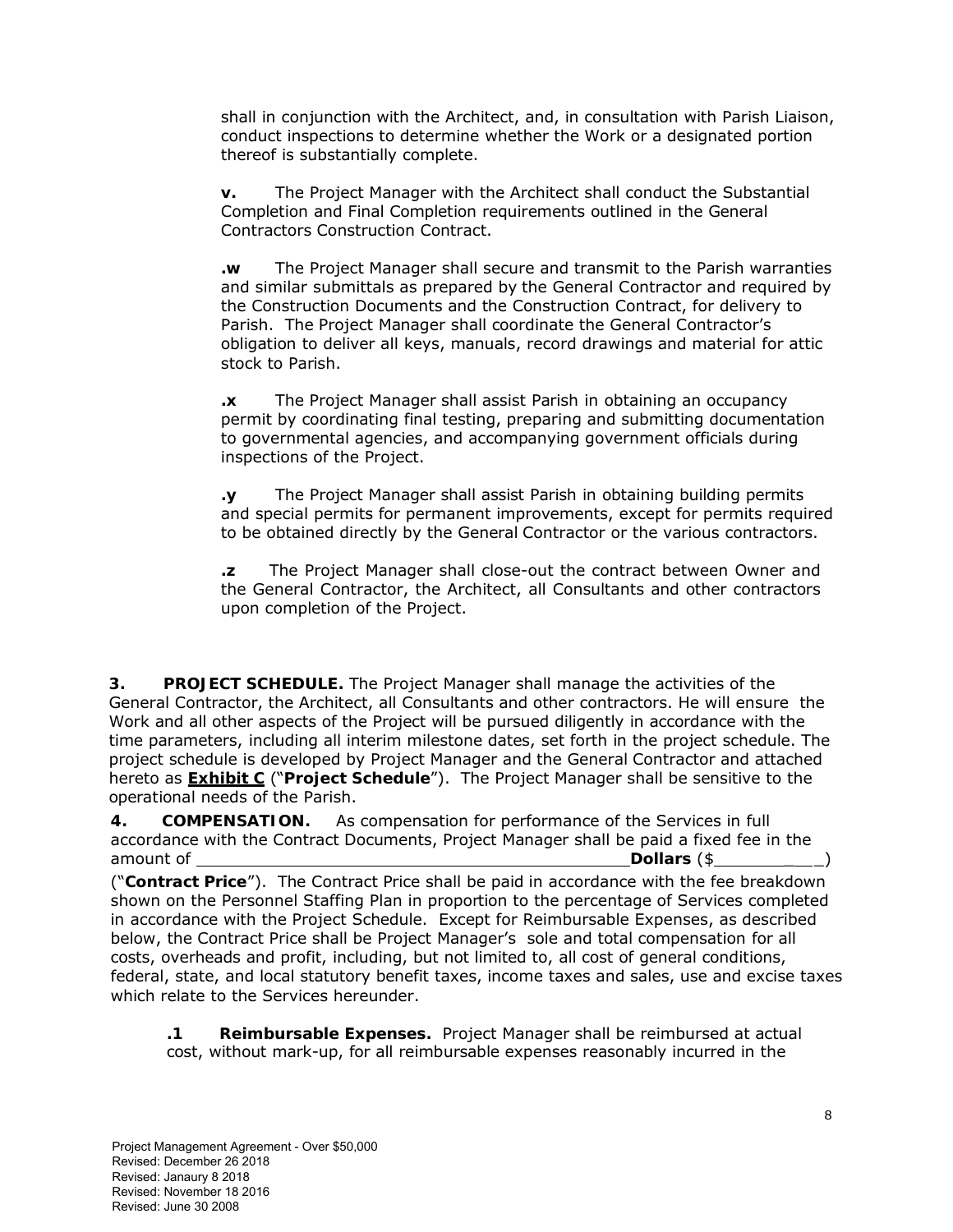shall in conjunction with the Architect, and, in consultation with Parish Liaison, conduct inspections to determine whether the Work or a designated portion thereof is substantially complete.

**v.** The Project Manager with the Architect shall conduct the Substantial Completion and Final Completion requirements outlined in the General Contractors Construction Contract.

**.w** The Project Manager shall secure and transmit to the Parish warranties and similar submittals as prepared by the General Contractor and required by the Construction Documents and the Construction Contract, for delivery to Parish. The Project Manager shall coordinate the General Contractor's obligation to deliver all keys, manuals, record drawings and material for attic stock to Parish.

**.x** The Project Manager shall assist Parish in obtaining an occupancy permit by coordinating final testing, preparing and submitting documentation to governmental agencies, and accompanying government officials during inspections of the Project.

**.y** The Project Manager shall assist Parish in obtaining building permits and special permits for permanent improvements, except for permits required to be obtained directly by the General Contractor or the various contractors.

**.z** The Project Manager shall close-out the contract between Owner and the General Contractor, the Architect, all Consultants and other contractors upon completion of the Project.

**3. PROJECT SCHEDULE.** The Project Manager shall manage the activities of the General Contractor, the Architect, all Consultants and other contractors. He will ensure the Work and all other aspects of the Project will be pursued diligently in accordance with the time parameters, including all interim milestone dates, set forth in the project schedule. The project schedule is developed by Project Manager and the General Contractor and attached hereto as **Exhibit C** ("**Project Schedule**"). The Project Manager shall be sensitive to the operational needs of the Parish.

**4. COMPENSATION.** As compensation for performance of the Services in full accordance with the Contract Documents, Project Manager shall be paid a fixed fee in the amount of ____________________________________________ **Dollars** ($____________) ("**Contract Price**"). The Contract Price shall be paid in accordance with the fee breakdown shown on the Personnel Staffing Plan in proportion to the percentage of Services completed in accordance with the Project Schedule. Except for Reimbursable Expenses, as described below, the Contract Price shall be Project Manager's sole and total compensation for all costs, overheads and profit, including, but not limited to, all cost of general conditions, federal, state, and local statutory benefit taxes, income taxes and sales, use and excise taxes which relate to the Services hereunder.

**.1 Reimbursable Expenses.** Project Manager shall be reimbursed at actual cost, without mark-up, for all reimbursable expenses reasonably incurred in the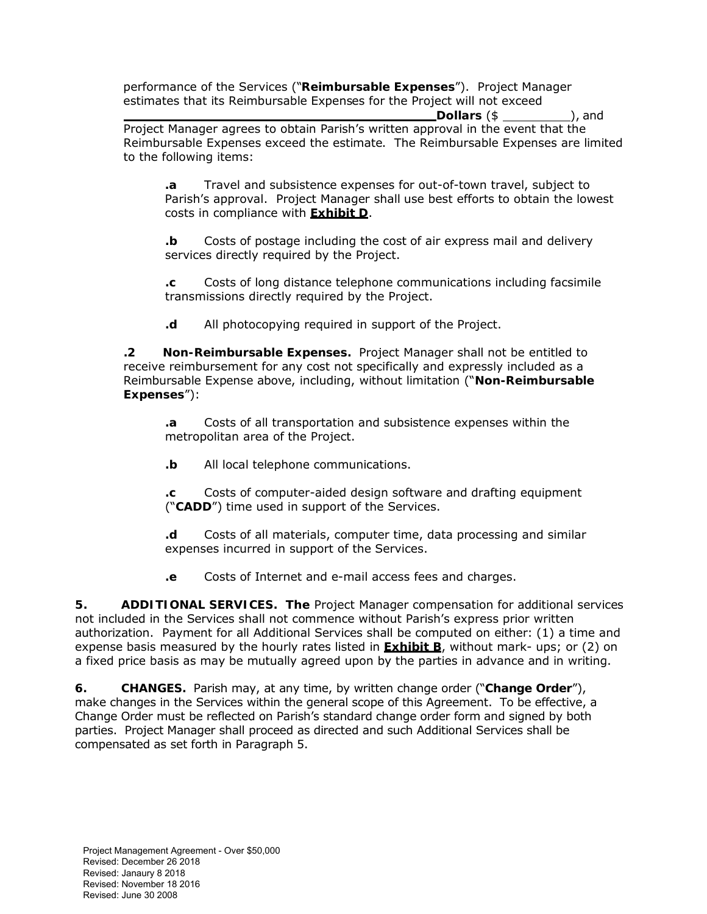performance of the Services ("**Reimbursable Expenses**"). Project Manager estimates that its Reimbursable Expenses for the Project will not exceed \_\_\_\_\_\_\_\_\_\_\_\_\_\_\_\_\_\_\_\_\_\_\_\_\_\_\_\_\_\_\_\_\_\_\_\_\_\_\_\_\_\_\_\_ **Dollars** ($ \_\_\_\_\_\_\_\_\_), and Project Manager agrees to obtain Parish's written approval in the event that the Reimbursable Expenses exceed the estimate. The Reimbursable Expenses are limited to the following items:

**.a** Travel and subsistence expenses for out-of-town travel, subject to Parish's approval. Project Manager shall use best efforts to obtain the lowest costs in compliance with **Exhibit D**.

**.b** Costs of postage including the cost of air express mail and delivery services directly required by the Project.

**.c** Costs of long distance telephone communications including facsimile transmissions directly required by the Project.

**.d** All photocopying required in support of the Project.

**.2 Non-Reimbursable Expenses.** Project Manager shall not be entitled to receive reimbursement for any cost not specifically and expressly included as a Reimbursable Expense above, including, without limitation ("**Non-Reimbursable Expenses**"):

**.a** Costs of all transportation and subsistence expenses within the metropolitan area of the Project.

**.b** All local telephone communications.

**.c** Costs of computer-aided design software and drafting equipment ("**CADD**") time used in support of the Services.

**.d** Costs of all materials, computer time, data processing and similar expenses incurred in support of the Services.

**.e** Costs of Internet and e-mail access fees and charges.

**5. ADDITIONAL SERVICES. The** Project Manager compensation for additional services not included in the Services shall not commence without Parish's express prior written authorization. Payment for all Additional Services shall be computed on either: (1) a time and expense basis measured by the hourly rates listed in **Exhibit B**, without mark- ups; or (2) on a fixed price basis as may be mutually agreed upon by the parties in advance and in writing.

**6. CHANGES.** Parish may, at any time, by written change order ("**Change Order**"), make changes in the Services within the general scope of this Agreement. To be effective, a Change Order must be reflected on Parish's standard change order form and signed by both parties. Project Manager shall proceed as directed and such Additional Services shall be compensated as set forth in Paragraph 5.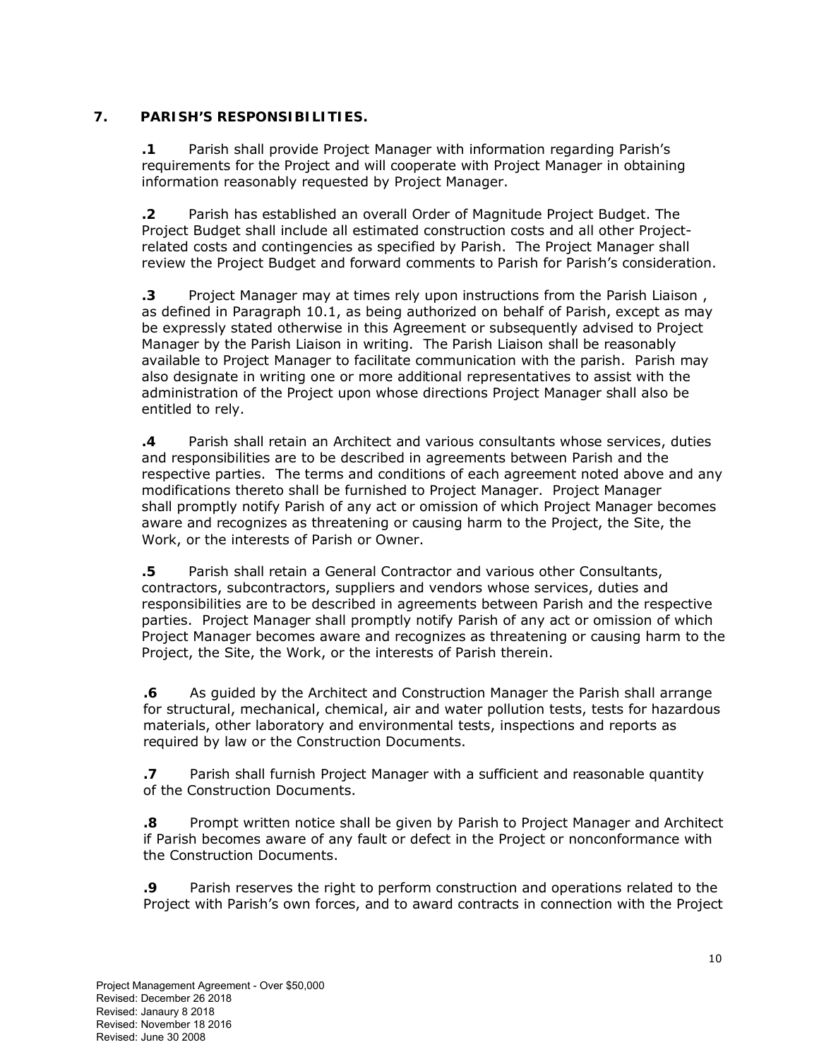## 7. PARISH'S RESPONSIBILITIES.

**.1** Parish shall provide Project Manager with information regarding Parish's requirements for the Project and will cooperate with Project Manager in obtaining information reasonably requested by Project Manager.

**.2** Parish has established an overall Order of Magnitude Project Budget. The Project Budget shall include all estimated construction costs and all other Project-related costs and contingencies as specified by Parish. The Project Manager shall review the Project Budget and forward comments to Parish for Parish's consideration.

**.3** Project Manager may at times rely upon instructions from the Parish Liaison , as defined in Paragraph 10.1, as being authorized on behalf of Parish, except as may be expressly stated otherwise in this Agreement or subsequently advised to Project Manager by the Parish Liaison in writing. The Parish Liaison shall be reasonably available to Project Manager to facilitate communication with the parish. Parish may also designate in writing one or more additional representatives to assist with the administration of the Project upon whose directions Project Manager shall also be entitled to rely.

**.4** Parish shall retain an Architect and various consultants whose services, duties and responsibilities are to be described in agreements between Parish and the respective parties. The terms and conditions of each agreement noted above and any modifications thereto shall be furnished to Project Manager. Project Manager shall promptly notify Parish of any act or omission of which Project Manager becomes aware and recognizes as threatening or causing harm to the Project, the Site, the Work, or the interests of Parish or Owner.

**.5** Parish shall retain a General Contractor and various other Consultants, contractors, subcontractors, suppliers and vendors whose services, duties and responsibilities are to be described in agreements between Parish and the respective parties. Project Manager shall promptly notify Parish of any act or omission of which Project Manager becomes aware and recognizes as threatening or causing harm to the Project, the Site, the Work, or the interests of Parish therein.

**.6** As guided by the Architect and Construction Manager the Parish shall arrange for structural, mechanical, chemical, air and water pollution tests, tests for hazardous materials, other laboratory and environmental tests, inspections and reports as required by law or the Construction Documents.

**.7** Parish shall furnish Project Manager with a sufficient and reasonable quantity of the Construction Documents.

**.8** Prompt written notice shall be given by Parish to Project Manager and Architect if Parish becomes aware of any fault or defect in the Project or nonconformance with the Construction Documents.

**.9** Parish reserves the right to perform construction and operations related to the Project with Parish's own forces, and to award contracts in connection with the Project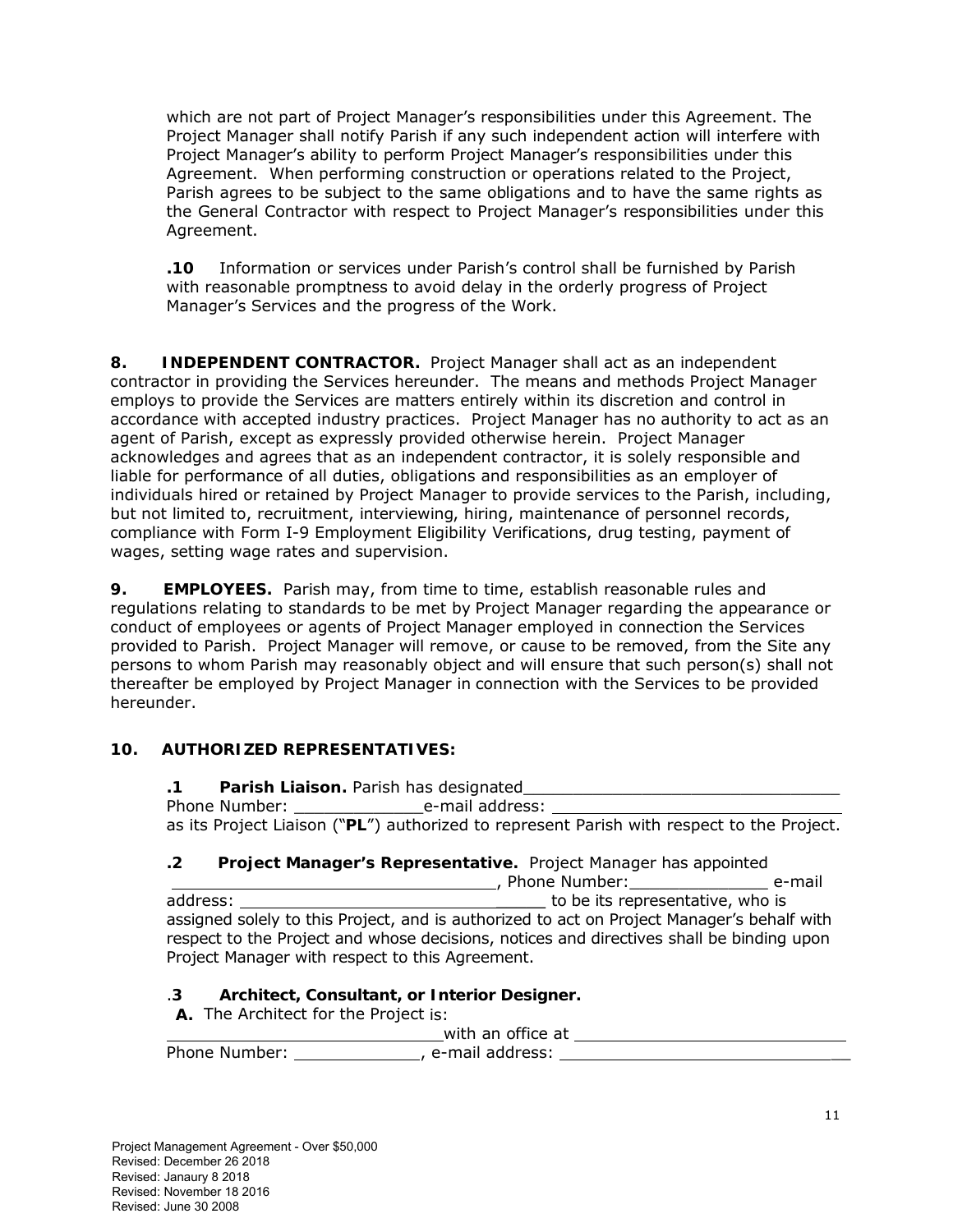which are not part of Project Manager's responsibilities under this Agreement. The Project Manager shall notify Parish if any such independent action will interfere with Project Manager's ability to perform Project Manager's responsibilities under this Agreement. When performing construction or operations related to the Project, Parish agrees to be subject to the same obligations and to have the same rights as the General Contractor with respect to Project Manager's responsibilities under this Agreement.

**.10** Information or services under Parish's control shall be furnished by Parish with reasonable promptness to avoid delay in the orderly progress of Project Manager's Services and the progress of the Work.

**8. INDEPENDENT CONTRACTOR.** Project Manager shall act as an independent contractor in providing the Services hereunder. The means and methods Project Manager employs to provide the Services are matters entirely within its discretion and control in accordance with accepted industry practices. Project Manager has no authority to act as an agent of Parish, except as expressly provided otherwise herein. Project Manager acknowledges and agrees that as an independent contractor, it is solely responsible and liable for performance of all duties, obligations and responsibilities as an employer of individuals hired or retained by Project Manager to provide services to the Parish, including, but not limited to, recruitment, interviewing, hiring, maintenance of personnel records, compliance with Form I-9 Employment Eligibility Verifications, drug testing, payment of wages, setting wage rates and supervision.

**9. EMPLOYEES.** Parish may, from time to time, establish reasonable rules and regulations relating to standards to be met by Project Manager regarding the appearance or conduct of employees or agents of Project Manager employed in connection the Services provided to Parish. Project Manager will remove, or cause to be removed, from the Site any persons to whom Parish may reasonably object and will ensure that such person(s) shall not thereafter be employed by Project Manager in connection with the Services to be provided hereunder.

**10. AUTHORIZED REPRESENTATIVES:**

**.1 Parish Liaison.** Parish has designated_________________________________ Phone Number: _____________e-mail address: _______________________________ as its Project Liaison ("**PL**") authorized to represent Parish with respect to the Project.

**.2 Project Manager's Representative.** Project Manager has appointed ___________________________________, Phone Number:_______________ e-mail address: ___________________________________ to be its representative, who is assigned solely to this Project, and is authorized to act on Project Manager's behalf with respect to the Project and whose decisions, notices and directives shall be binding upon Project Manager with respect to this Agreement.

**.3 Architect, Consultant, or Interior Designer.**

**A.** The Architect for the Project is:
______________________________with an office at ______________________________
Phone Number: _____________, e-mail address: ________________________________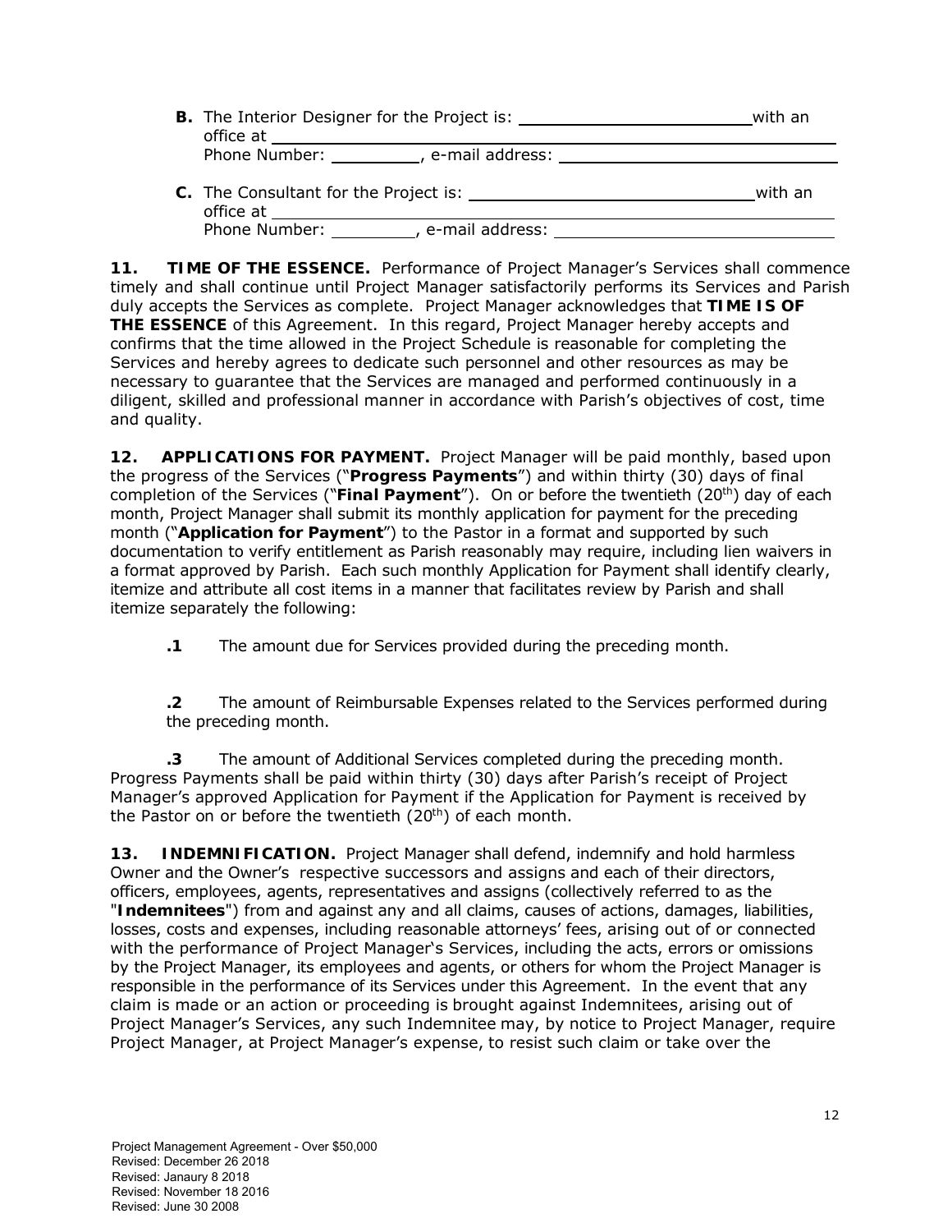**B.** The Interior Designer for the Project is: ________________________ with an office at ______________________________________________
Phone Number: _________, e-mail address: ____________________________

**C.** The Consultant for the Project is: ____________________________ with an office at ______________________________________________
Phone Number: _________, e-mail address: ____________________________

**11. TIME OF THE ESSENCE.** Performance of Project Manager's Services shall commence timely and shall continue until Project Manager satisfactorily performs its Services and Parish duly accepts the Services as complete. Project Manager acknowledges that **TIME IS OF THE ESSENCE** of this Agreement. In this regard, Project Manager hereby accepts and confirms that the time allowed in the Project Schedule is reasonable for completing the Services and hereby agrees to dedicate such personnel and other resources as may be necessary to guarantee that the Services are managed and performed continuously in a diligent, skilled and professional manner in accordance with Parish's objectives of cost, time and quality.

**12. APPLICATIONS FOR PAYMENT.** Project Manager will be paid monthly, based upon the progress of the Services ("**Progress Payments**") and within thirty (30) days of final completion of the Services ("**Final Payment**"). On or before the twentieth (20th) day of each month, Project Manager shall submit its monthly application for payment for the preceding month ("**Application for Payment**") to the Pastor in a format and supported by such documentation to verify entitlement as Parish reasonably may require, including lien waivers in a format approved by Parish. Each such monthly Application for Payment shall identify clearly, itemize and attribute all cost items in a manner that facilitates review by Parish and shall itemize separately the following:

**.1** The amount due for Services provided during the preceding month.

**.2** The amount of Reimbursable Expenses related to the Services performed during the preceding month.

**.3** The amount of Additional Services completed during the preceding month.

Progress Payments shall be paid within thirty (30) days after Parish's receipt of Project Manager's approved Application for Payment if the Application for Payment is received by the Pastor on or before the twentieth (20th) of each month.

**13. INDEMNIFICATION.** Project Manager shall defend, indemnify and hold harmless Owner and the Owner's respective successors and assigns and each of their directors, officers, employees, agents, representatives and assigns (collectively referred to as the "**Indemnitees**") from and against any and all claims, causes of actions, damages, liabilities, losses, costs and expenses, including reasonable attorneys' fees, arising out of or connected with the performance of Project Manager's Services, including the acts, errors or omissions by the Project Manager, its employees and agents, or others for whom the Project Manager is responsible in the performance of its Services under this Agreement. In the event that any claim is made or an action or proceeding is brought against Indemnitees, arising out of Project Manager's Services, any such Indemnitee may, by notice to Project Manager, require Project Manager, at Project Manager's expense, to resist such claim or take over the

Project Management Agreement - Over $50,000
Revised: December 26 2018
Revised: Janaury 8 2018
Revised: November 18 2016
Revised: June 30 2008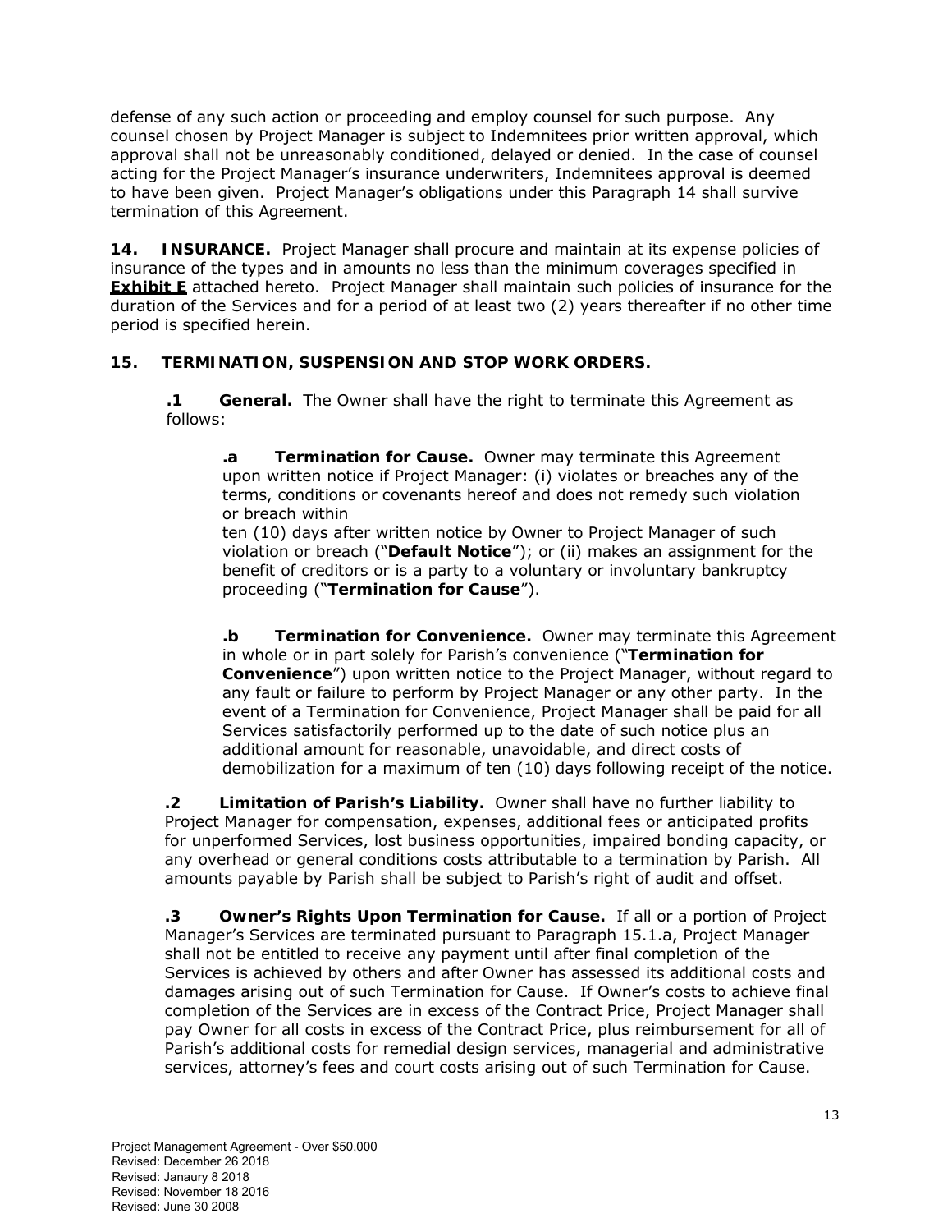defense of any such action or proceeding and employ counsel for such purpose. Any counsel chosen by Project Manager is subject to Indemnitees prior written approval, which approval shall not be unreasonably conditioned, delayed or denied. In the case of counsel acting for the Project Manager's insurance underwriters, Indemnitees approval is deemed to have been given. Project Manager's obligations under this Paragraph 14 shall survive termination of this Agreement.

**14. INSURANCE.** Project Manager shall procure and maintain at its expense policies of insurance of the types and in amounts no less than the minimum coverages specified in **Exhibit E** attached hereto. Project Manager shall maintain such policies of insurance for the duration of the Services and for a period of at least two (2) years thereafter if no other time period is specified herein.

**15. TERMINATION, SUSPENSION AND STOP WORK ORDERS.**

**.1 General.** The Owner shall have the right to terminate this Agreement as follows:

**.a Termination for Cause.** Owner may terminate this Agreement upon written notice if Project Manager: (i) violates or breaches any of the terms, conditions or covenants hereof and does not remedy such violation or breach within ten (10) days after written notice by Owner to Project Manager of such violation or breach ("**Default Notice**"); or (ii) makes an assignment for the benefit of creditors or is a party to a voluntary or involuntary bankruptcy proceeding ("**Termination for Cause**").

**.b Termination for Convenience.** Owner may terminate this Agreement in whole or in part solely for Parish's convenience ("**Termination for Convenience**") upon written notice to the Project Manager, without regard to any fault or failure to perform by Project Manager or any other party. In the event of a Termination for Convenience, Project Manager shall be paid for all Services satisfactorily performed up to the date of such notice plus an additional amount for reasonable, unavoidable, and direct costs of demobilization for a maximum of ten (10) days following receipt of the notice.

**.2 Limitation of Parish's Liability.** Owner shall have no further liability to Project Manager for compensation, expenses, additional fees or anticipated profits for unperformed Services, lost business opportunities, impaired bonding capacity, or any overhead or general conditions costs attributable to a termination by Parish. All amounts payable by Parish shall be subject to Parish's right of audit and offset.

**.3 Owner's Rights Upon Termination for Cause.** If all or a portion of Project Manager's Services are terminated pursuant to Paragraph 15.1.a, Project Manager shall not be entitled to receive any payment until after final completion of the Services is achieved by others and after Owner has assessed its additional costs and damages arising out of such Termination for Cause. If Owner's costs to achieve final completion of the Services are in excess of the Contract Price, Project Manager shall pay Owner for all costs in excess of the Contract Price, plus reimbursement for all of Parish's additional costs for remedial design services, managerial and administrative services, attorney's fees and court costs arising out of such Termination for Cause.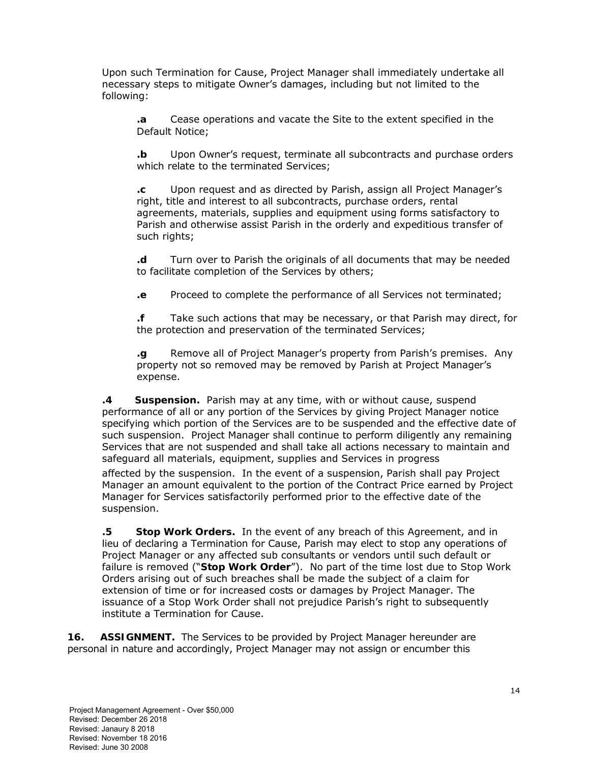Upon such Termination for Cause, Project Manager shall immediately undertake all necessary steps to mitigate Owner's damages, including but not limited to the following:

**.a** Cease operations and vacate the Site to the extent specified in the Default Notice;

**.b** Upon Owner's request, terminate all subcontracts and purchase orders which relate to the terminated Services;

**.c** Upon request and as directed by Parish, assign all Project Manager's right, title and interest to all subcontracts, purchase orders, rental agreements, materials, supplies and equipment using forms satisfactory to Parish and otherwise assist Parish in the orderly and expeditious transfer of such rights;

**.d** Turn over to Parish the originals of all documents that may be needed to facilitate completion of the Services by others;

**.e** Proceed to complete the performance of all Services not terminated;

**.f** Take such actions that may be necessary, or that Parish may direct, for the protection and preservation of the terminated Services;

**.g** Remove all of Project Manager's property from Parish's premises. Any property not so removed may be removed by Parish at Project Manager's expense.

**.4 Suspension.** Parish may at any time, with or without cause, suspend performance of all or any portion of the Services by giving Project Manager notice specifying which portion of the Services are to be suspended and the effective date of such suspension. Project Manager shall continue to perform diligently any remaining Services that are not suspended and shall take all actions necessary to maintain and safeguard all materials, equipment, supplies and Services in progress affected by the suspension. In the event of a suspension, Parish shall pay Project Manager an amount equivalent to the portion of the Contract Price earned by Project Manager for Services satisfactorily performed prior to the effective date of the suspension.

**.5 Stop Work Orders.** In the event of any breach of this Agreement, and in lieu of declaring a Termination for Cause, Parish may elect to stop any operations of Project Manager or any affected sub consultants or vendors until such default or failure is removed ("**Stop Work Order**"). No part of the time lost due to Stop Work Orders arising out of such breaches shall be made the subject of a claim for extension of time or for increased costs or damages by Project Manager. The issuance of a Stop Work Order shall not prejudice Parish's right to subsequently institute a Termination for Cause.

**16. ASSIGNMENT.** The Services to be provided by Project Manager hereunder are personal in nature and accordingly, Project Manager may not assign or encumber this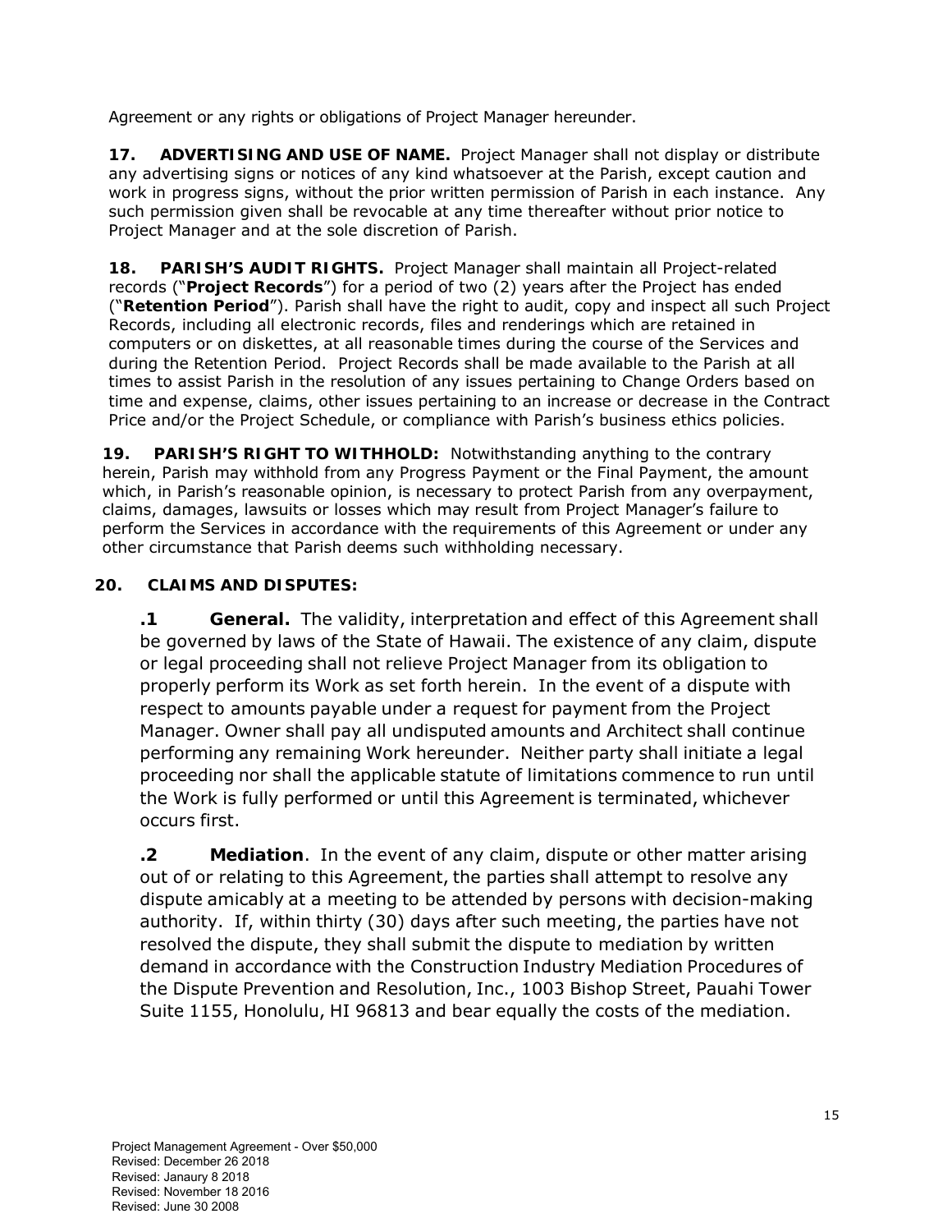Agreement or any rights or obligations of Project Manager hereunder.

**17. ADVERTISING AND USE OF NAME.** Project Manager shall not display or distribute any advertising signs or notices of any kind whatsoever at the Parish, except caution and work in progress signs, without the prior written permission of Parish in each instance. Any such permission given shall be revocable at any time thereafter without prior notice to Project Manager and at the sole discretion of Parish.

**18. PARISH'S AUDIT RIGHTS.** Project Manager shall maintain all Project-related records ("**Project Records**") for a period of two (2) years after the Project has ended ("**Retention Period**"). Parish shall have the right to audit, copy and inspect all such Project Records, including all electronic records, files and renderings which are retained in computers or on diskettes, at all reasonable times during the course of the Services and during the Retention Period. Project Records shall be made available to the Parish at all times to assist Parish in the resolution of any issues pertaining to Change Orders based on time and expense, claims, other issues pertaining to an increase or decrease in the Contract Price and/or the Project Schedule, or compliance with Parish's business ethics policies.

**19. PARISH'S RIGHT TO WITHHOLD:** Notwithstanding anything to the contrary herein, Parish may withhold from any Progress Payment or the Final Payment, the amount which, in Parish's reasonable opinion, is necessary to protect Parish from any overpayment, claims, damages, lawsuits or losses which may result from Project Manager's failure to perform the Services in accordance with the requirements of this Agreement or under any other circumstance that Parish deems such withholding necessary.

**20. CLAIMS AND DISPUTES:**

**.1 General.** The validity, interpretation and effect of this Agreement shall be governed by laws of the State of Hawaii. The existence of any claim, dispute or legal proceeding shall not relieve Project Manager from its obligation to properly perform its Work as set forth herein. In the event of a dispute with respect to amounts payable under a request for payment from the Project Manager. Owner shall pay all undisputed amounts and Architect shall continue performing any remaining Work hereunder. Neither party shall initiate a legal proceeding nor shall the applicable statute of limitations commence to run until the Work is fully performed or until this Agreement is terminated, whichever occurs first.

**.2 Mediation**. In the event of any claim, dispute or other matter arising out of or relating to this Agreement, the parties shall attempt to resolve any dispute amicably at a meeting to be attended by persons with decision-making authority. If, within thirty (30) days after such meeting, the parties have not resolved the dispute, they shall submit the dispute to mediation by written demand in accordance with the Construction Industry Mediation Procedures of the Dispute Prevention and Resolution, Inc., 1003 Bishop Street, Pauahi Tower Suite 1155, Honolulu, HI 96813 and bear equally the costs of the mediation.

Project Management Agreement - Over $50,000
Revised: December 26 2018
Revised: Janaury 8 2018
Revised: November 18 2016
Revised: June 30 2008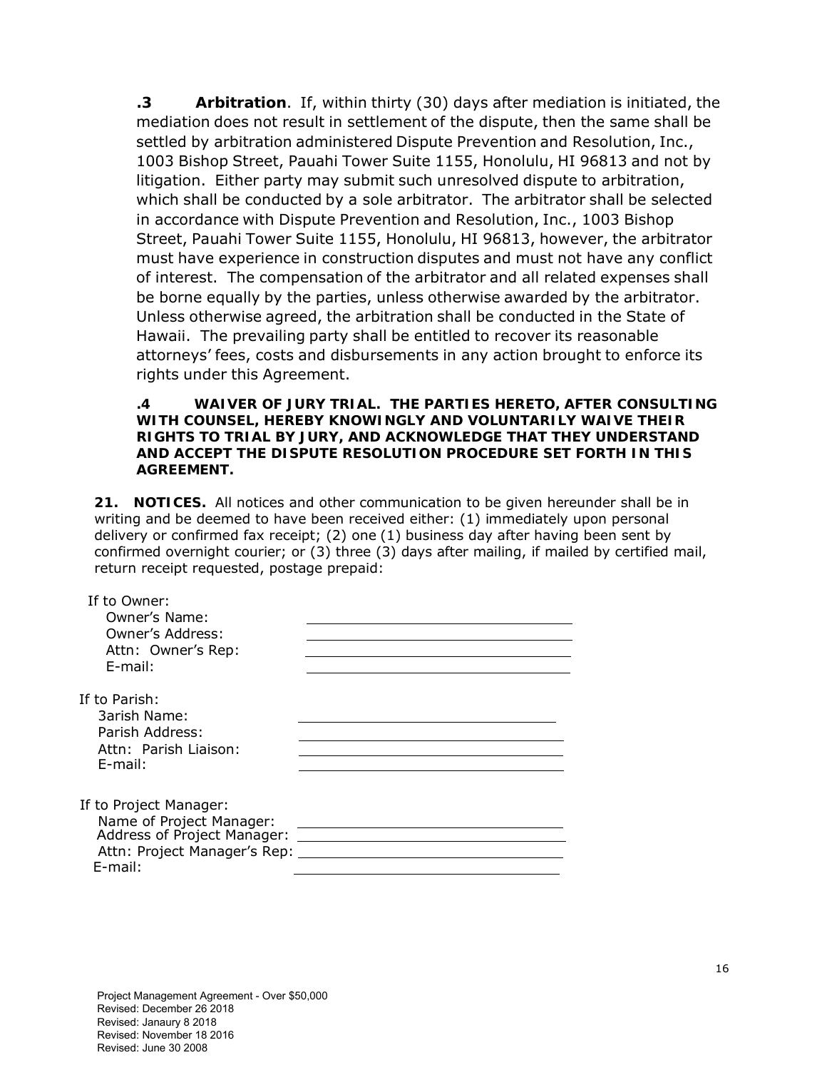**.3 Arbitration**. If, within thirty (30) days after mediation is initiated, the mediation does not result in settlement of the dispute, then the same shall be settled by arbitration administered Dispute Prevention and Resolution, Inc., 1003 Bishop Street, Pauahi Tower Suite 1155, Honolulu, HI 96813 and not by litigation. Either party may submit such unresolved dispute to arbitration, which shall be conducted by a sole arbitrator. The arbitrator shall be selected in accordance with Dispute Prevention and Resolution, Inc., 1003 Bishop Street, Pauahi Tower Suite 1155, Honolulu, HI 96813, however, the arbitrator must have experience in construction disputes and must not have any conflict of interest. The compensation of the arbitrator and all related expenses shall be borne equally by the parties, unless otherwise awarded by the arbitrator. Unless otherwise agreed, the arbitration shall be conducted in the State of Hawaii. The prevailing party shall be entitled to recover its reasonable attorneys' fees, costs and disbursements in any action brought to enforce its rights under this Agreement.

**.4 WAIVER OF JURY TRIAL. THE PARTIES HERETO, AFTER CONSULTING WITH COUNSEL, HEREBY KNOWINGLY AND VOLUNTARILY WAIVE THEIR RIGHTS TO TRIAL BY JURY, AND ACKNOWLEDGE THAT THEY UNDERSTAND AND ACCEPT THE DISPUTE RESOLUTION PROCEDURE SET FORTH IN THIS AGREEMENT.**

**21. NOTICES.** All notices and other communication to be given hereunder shall be in writing and be deemed to have been received either: (1) immediately upon personal delivery or confirmed fax receipt; (2) one (1) business day after having been sent by confirmed overnight courier; or (3) three (3) days after mailing, if mailed by certified mail, return receipt requested, postage prepaid:

If to Owner:
- Owner's Name: ______________________________
- Owner's Address: ______________________________
- Attn: Owner's Rep: ______________________________
- E-mail: ______________________________

If to Parish:
- 3arish Name: ______________________________
- Parish Address: ______________________________
- Attn: Parish Liaison: ______________________________
- E-mail: ______________________________

If to Project Manager:
- Name of Project Manager: ______________________________
- Address of Project Manager: ______________________________
- Attn: Project Manager's Rep: ______________________________
- E-mail: ______________________________

Project Management Agreement - Over $50,000
Revised: December 26 2018
Revised: Janaury 8 2018
Revised: November 18 2016
Revised: June 30 2008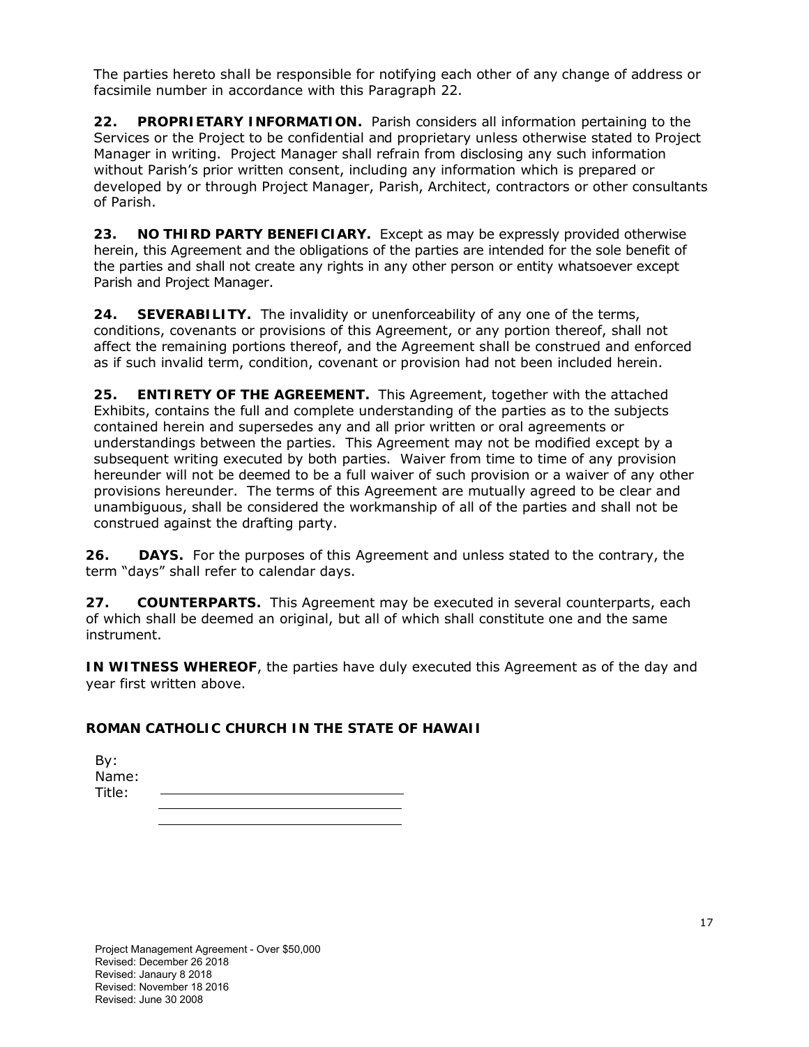The parties hereto shall be responsible for notifying each other of any change of address or facsimile number in accordance with this Paragraph 22.

**22. PROPRIETARY INFORMATION.** Parish considers all information pertaining to the Services or the Project to be confidential and proprietary unless otherwise stated to Project Manager in writing. Project Manager shall refrain from disclosing any such information without Parish's prior written consent, including any information which is prepared or developed by or through Project Manager, Parish, Architect, contractors or other consultants of Parish.

**23. NO THIRD PARTY BENEFICIARY.** Except as may be expressly provided otherwise herein, this Agreement and the obligations of the parties are intended for the sole benefit of the parties and shall not create any rights in any other person or entity whatsoever except Parish and Project Manager.

**24. SEVERABILITY.** The invalidity or unenforceability of any one of the terms, conditions, covenants or provisions of this Agreement, or any portion thereof, shall not affect the remaining portions thereof, and the Agreement shall be construed and enforced as if such invalid term, condition, covenant or provision had not been included herein.

**25. ENTIRETY OF THE AGREEMENT.** This Agreement, together with the attached Exhibits, contains the full and complete understanding of the parties as to the subjects contained herein and supersedes any and all prior written or oral agreements or understandings between the parties. This Agreement may not be modified except by a subsequent writing executed by both parties. Waiver from time to time of any provision hereunder will not be deemed to be a full waiver of such provision or a waiver of any other provisions hereunder. The terms of this Agreement are mutually agreed to be clear and unambiguous, shall be considered the workmanship of all of the parties and shall not be construed against the drafting party.

**26. DAYS.** For the purposes of this Agreement and unless stated to the contrary, the term "days" shall refer to calendar days.

**27. COUNTERPARTS.** This Agreement may be executed in several counterparts, each of which shall be deemed an original, but all of which shall constitute one and the same instrument.

**IN WITNESS WHEREOF**, the parties have duly executed this Agreement as of the day and year first written above.

**ROMAN CATHOLIC CHURCH IN THE STATE OF HAWAII**

By: ______________________________
Name: ______________________________
Title: ______________________________

Project Management Agreement - Over $50,000
Revised: December 26 2018
Revised: Janaury 8 2018
Revised: November 18 2016
Revised: June 30 2008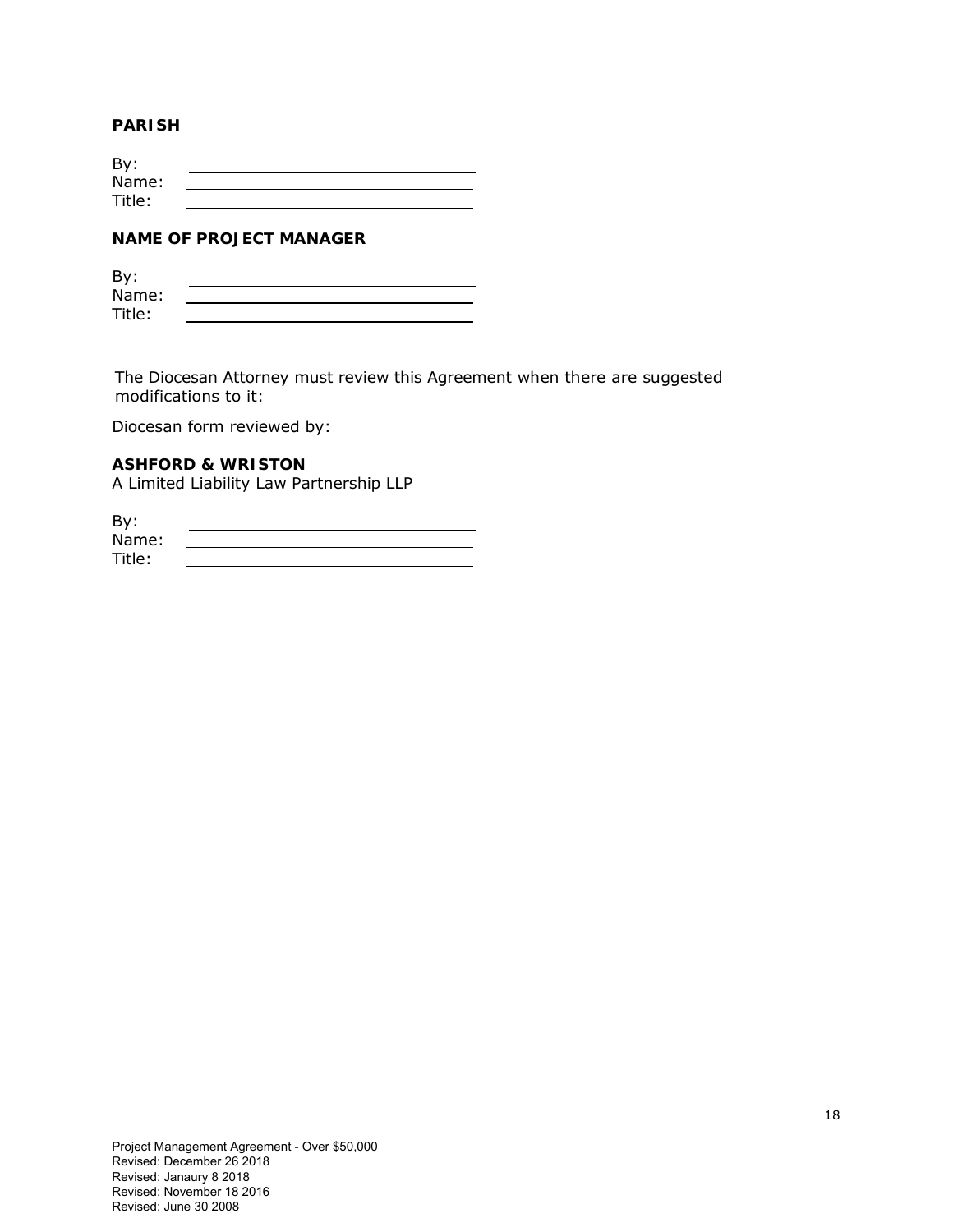**PARISH**

By: ______________________________
Name: ______________________________
Title: ______________________________

**NAME OF PROJECT MANAGER**

By: ______________________________
Name: ______________________________
Title: ______________________________

The Diocesan Attorney must review this Agreement when there are suggested modifications to it:

Diocesan form reviewed by:

**ASHFORD & WRISTON**
A Limited Liability Law Partnership LLP

By: ______________________________
Name: ______________________________
Title: ______________________________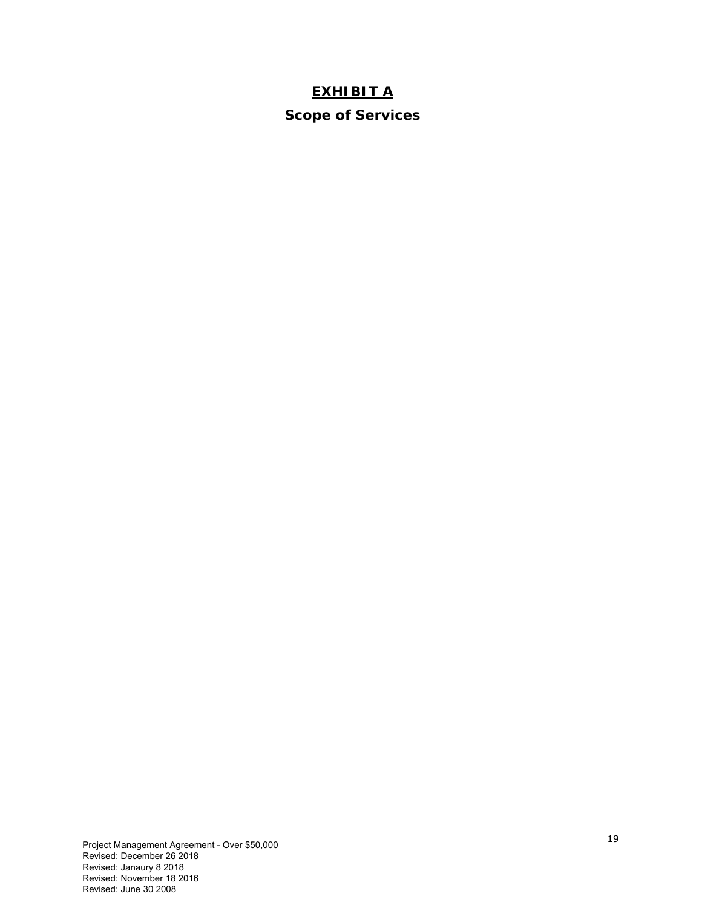# EXHIBIT A

## Scope of Services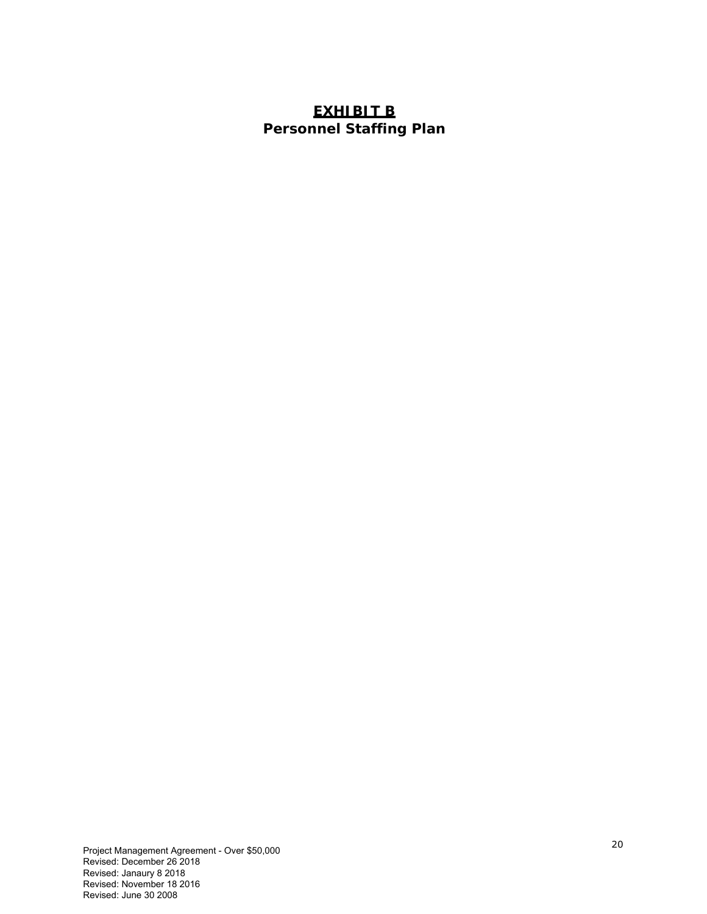# EXHIBIT B
## Personnel Staffing Plan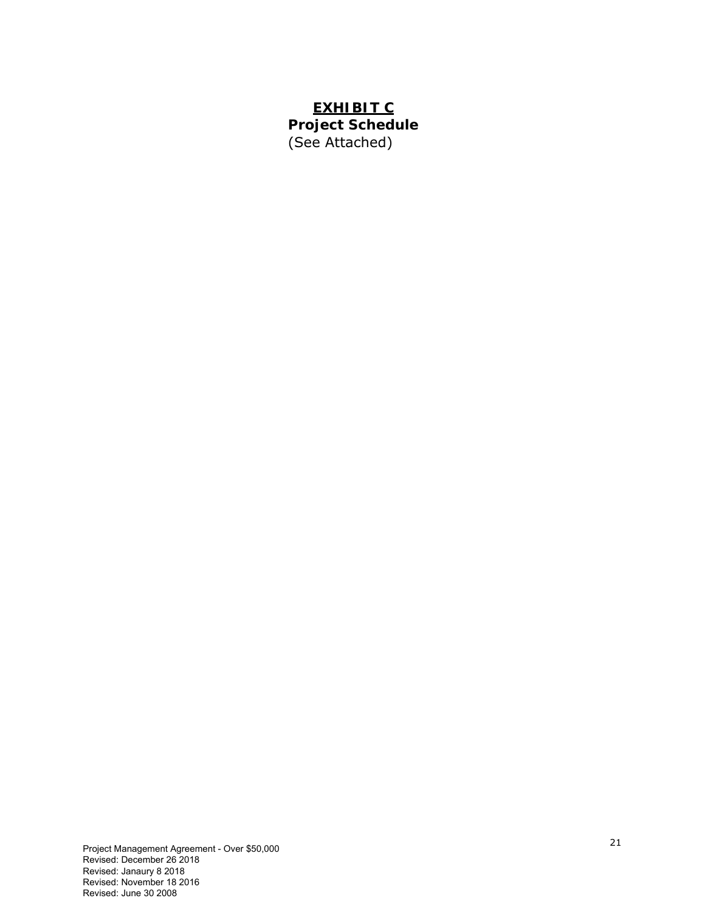# EXHIBIT C

## Project Schedule

(See Attached)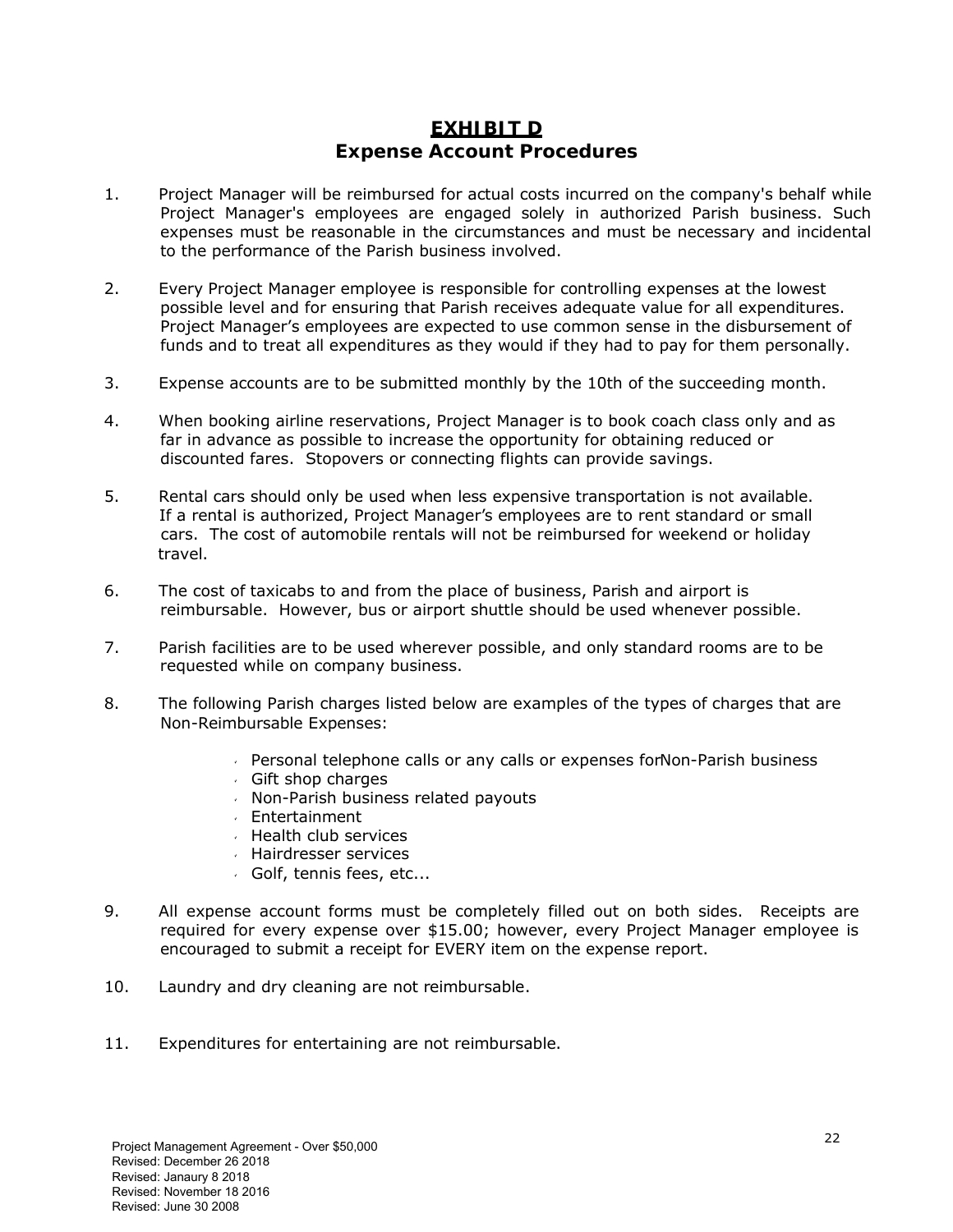# EXHIBIT D
## Expense Account Procedures

1. Project Manager will be reimbursed for actual costs incurred on the company's behalf while Project Manager's employees are engaged solely in authorized Parish business. Such expenses must be reasonable in the circumstances and must be necessary and incidental to the performance of the Parish business involved.

2. Every Project Manager employee is responsible for controlling expenses at the lowest possible level and for ensuring that Parish receives adequate value for all expenditures. Project Manager's employees are expected to use common sense in the disbursement of funds and to treat all expenditures as they would if they had to pay for them personally.

3. Expense accounts are to be submitted monthly by the 10th of the succeeding month.

4. When booking airline reservations, Project Manager is to book coach class only and as far in advance as possible to increase the opportunity for obtaining reduced or discounted fares. Stopovers or connecting flights can provide savings.

5. Rental cars should only be used when less expensive transportation is not available. If a rental is authorized, Project Manager's employees are to rent standard or small cars. The cost of automobile rentals will not be reimbursed for weekend or holiday travel.

6. The cost of taxicabs to and from the place of business, Parish and airport is reimbursable. However, bus or airport shuttle should be used whenever possible.

7. Parish facilities are to be used wherever possible, and only standard rooms are to be requested while on company business.

8. The following Parish charges listed below are examples of the types of charges that are Non-Reimbursable Expenses:

   - Personal telephone calls or any calls or expenses forNon-Parish business
   - Gift shop charges
   - Non-Parish business related payouts
   - Entertainment
   - Health club services
   - Hairdresser services
   - Golf, tennis fees, etc...

9. All expense account forms must be completely filled out on both sides. Receipts are required for every expense over $15.00; however, every Project Manager employee is encouraged to submit a receipt for EVERY item on the expense report.

10. Laundry and dry cleaning are not reimbursable.

11. Expenditures for entertaining are not reimbursable.

Project Management Agreement - Over $50,000
Revised: December 26 2018
Revised: Janaury 8 2018
Revised: November 18 2016
Revised: June 30 2008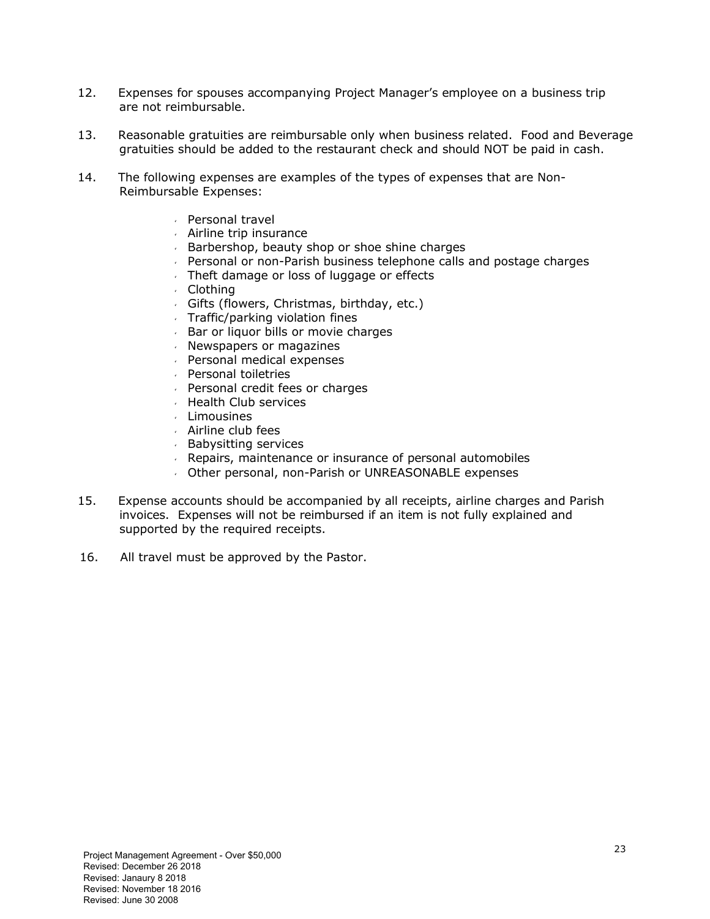12. Expenses for spouses accompanying Project Manager's employee on a business trip are not reimbursable.

13. Reasonable gratuities are reimbursable only when business related. Food and Beverage gratuities should be added to the restaurant check and should NOT be paid in cash.

14. The following expenses are examples of the types of expenses that are Non-Reimbursable Expenses:

    - Personal travel
    - Airline trip insurance
    - Barbershop, beauty shop or shoe shine charges
    - Personal or non-Parish business telephone calls and postage charges
    - Theft damage or loss of luggage or effects
    - Clothing
    - Gifts (flowers, Christmas, birthday, etc.)
    - Traffic/parking violation fines
    - Bar or liquor bills or movie charges
    - Newspapers or magazines
    - Personal medical expenses
    - Personal toiletries
    - Personal credit fees or charges
    - Health Club services
    - Limousines
    - Airline club fees
    - Babysitting services
    - Repairs, maintenance or insurance of personal automobiles
    - Other personal, non-Parish or UNREASONABLE expenses

15. Expense accounts should be accompanied by all receipts, airline charges and Parish invoices. Expenses will not be reimbursed if an item is not fully explained and supported by the required receipts.

16. All travel must be approved by the Pastor.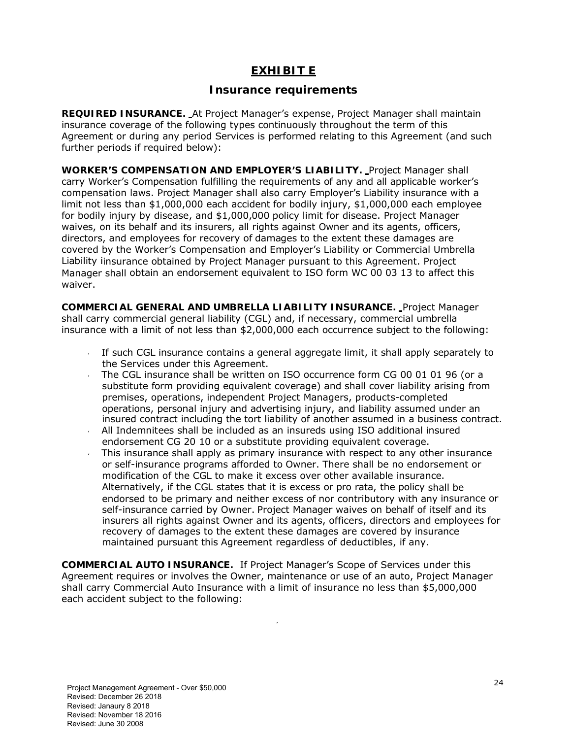# EXHIBIT E

## Insurance requirements

**REQUIRED INSURANCE.** At Project Manager's expense, Project Manager shall maintain insurance coverage of the following types continuously throughout the term of this Agreement or during any period Services is performed relating to this Agreement (and such further periods if required below):

**WORKER'S COMPENSATION AND EMPLOYER'S LIABILITY.** Project Manager shall carry Worker's Compensation fulfilling the requirements of any and all applicable worker's compensation laws. Project Manager shall also carry Employer's Liability insurance with a limit not less than $1,000,000 each accident for bodily injury, $1,000,000 each employee for bodily injury by disease, and $1,000,000 policy limit for disease. Project Manager waives, on its behalf and its insurers, all rights against Owner and its agents, officers, directors, and employees for recovery of damages to the extent these damages are covered by the Worker's Compensation and Employer's Liability or Commercial Umbrella Liability iinsurance obtained by Project Manager pursuant to this Agreement. Project Manager shall obtain an endorsement equivalent to ISO form WC 00 03 13 to affect this waiver.

**COMMERCIAL GENERAL AND UMBRELLA LIABILITY INSURANCE.** Project Manager shall carry commercial general liability (CGL) and, if necessary, commercial umbrella insurance with a limit of not less than $2,000,000 each occurrence subject to the following:

- If such CGL insurance contains a general aggregate limit, it shall apply separately to the Services under this Agreement.
- The CGL insurance shall be written on ISO occurrence form CG 00 01 01 96 (or a substitute form providing equivalent coverage) and shall cover liability arising from premises, operations, independent Project Managers, products-completed operations, personal injury and advertising injury, and liability assumed under an insured contract including the tort liability of another assumed in a business contract.
- All Indemnitees shall be included as an insureds using ISO additional insured endorsement CG 20 10 or a substitute providing equivalent coverage.
- This insurance shall apply as primary insurance with respect to any other insurance or self-insurance programs afforded to Owner. There shall be no endorsement or modification of the CGL to make it excess over other available insurance. Alternatively, if the CGL states that it is excess or pro rata, the policy shall be endorsed to be primary and neither excess of nor contributory with any insurance or self-insurance carried by Owner. Project Manager waives on behalf of itself and its insurers all rights against Owner and its agents, officers, directors and employees for recovery of damages to the extent these damages are covered by insurance maintained pursuant this Agreement regardless of deductibles, if any.

**COMMERCIAL AUTO INSURANCE.** If Project Manager's Scope of Services under this Agreement requires or involves the Owner, maintenance or use of an auto, Project Manager shall carry Commercial Auto Insurance with a limit of insurance no less than $5,000,000 each accident subject to the following:

Project Management Agreement - Over $50,000
Revised: December 26 2018
Revised: Janaury 8 2018
Revised: November 18 2016
Revised: June 30 2008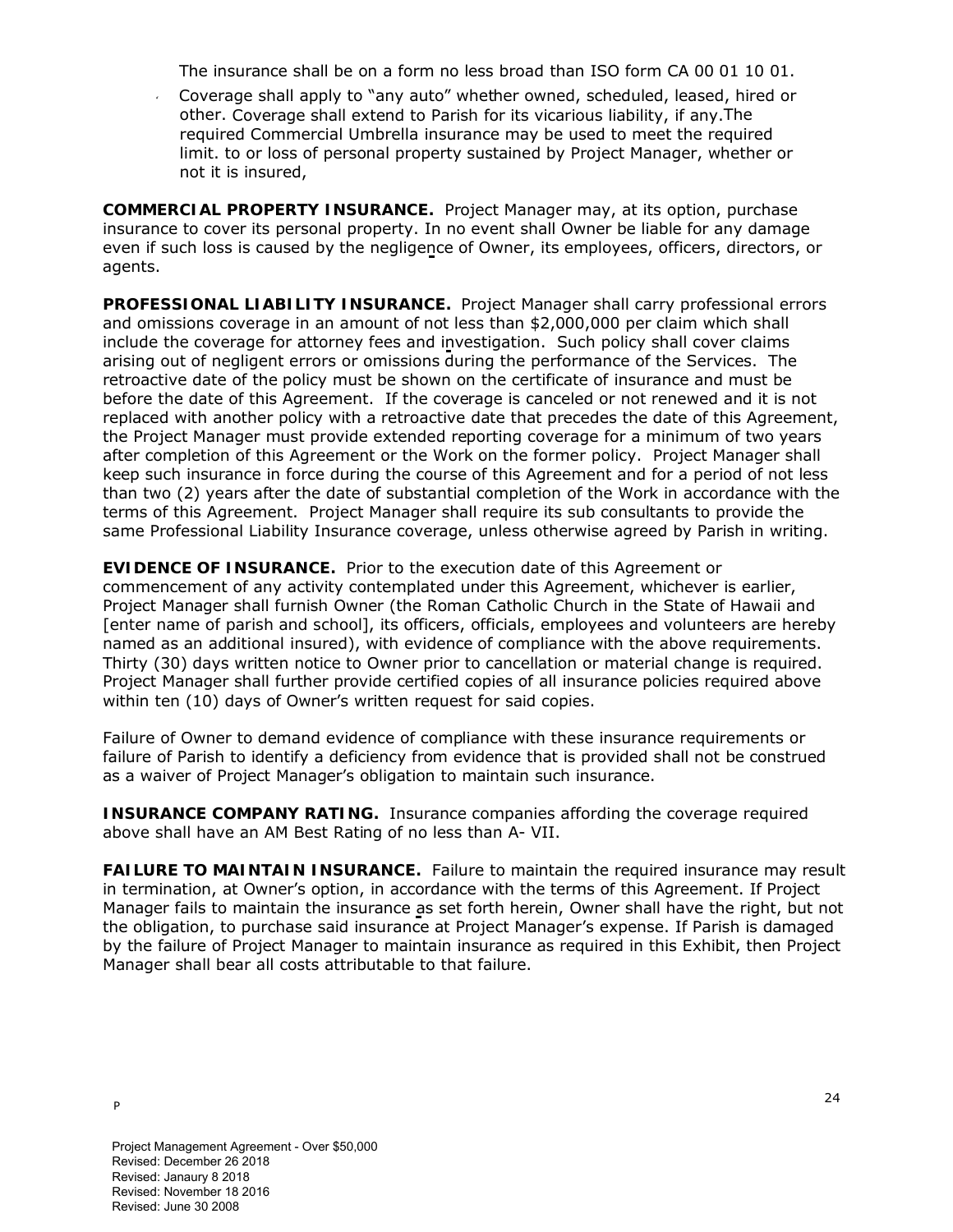The insurance shall be on a form no less broad than ISO form CA 00 01 10 01.

- Coverage shall apply to "any auto" whether owned, scheduled, leased, hired or other. Coverage shall extend to Parish for its vicarious liability, if any.The required Commercial Umbrella insurance may be used to meet the required limit. to or loss of personal property sustained by Project Manager, whether or not it is insured,

**COMMERCIAL PROPERTY INSURANCE.** Project Manager may, at its option, purchase insurance to cover its personal property. In no event shall Owner be liable for any damage even if such loss is caused by the negligence of Owner, its employees, officers, directors, or agents.

**PROFESSIONAL LIABILITY INSURANCE.** Project Manager shall carry professional errors and omissions coverage in an amount of not less than $2,000,000 per claim which shall include the coverage for attorney fees and investigation. Such policy shall cover claims arising out of negligent errors or omissions during the performance of the Services. The retroactive date of the policy must be shown on the certificate of insurance and must be before the date of this Agreement. If the coverage is canceled or not renewed and it is not replaced with another policy with a retroactive date that precedes the date of this Agreement, the Project Manager must provide extended reporting coverage for a minimum of two years after completion of this Agreement or the Work on the former policy. Project Manager shall keep such insurance in force during the course of this Agreement and for a period of not less than two (2) years after the date of substantial completion of the Work in accordance with the terms of this Agreement. Project Manager shall require its sub consultants to provide the same Professional Liability Insurance coverage, unless otherwise agreed by Parish in writing.

**EVIDENCE OF INSURANCE.** Prior to the execution date of this Agreement or commencement of any activity contemplated under this Agreement, whichever is earlier, Project Manager shall furnish Owner (the Roman Catholic Church in the State of Hawaii and [enter name of parish and school], its officers, officials, employees and volunteers are hereby named as an additional insured), with evidence of compliance with the above requirements. Thirty (30) days written notice to Owner prior to cancellation or material change is required. Project Manager shall further provide certified copies of all insurance policies required above within ten (10) days of Owner's written request for said copies.

Failure of Owner to demand evidence of compliance with these insurance requirements or failure of Parish to identify a deficiency from evidence that is provided shall not be construed as a waiver of Project Manager's obligation to maintain such insurance.

**INSURANCE COMPANY RATING.** Insurance companies affording the coverage required above shall have an AM Best Rating of no less than A- VII.

**FAILURE TO MAINTAIN INSURANCE.** Failure to maintain the required insurance may result in termination, at Owner's option, in accordance with the terms of this Agreement. If Project Manager fails to maintain the insurance as set forth herein, Owner shall have the right, but not the obligation, to purchase said insurance at Project Manager's expense. If Parish is damaged by the failure of Project Manager to maintain insurance as required in this Exhibit, then Project Manager shall bear all costs attributable to that failure.

P

Project Management Agreement - Over $50,000
Revised: December 26 2018
Revised: Janaury 8 2018
Revised: November 18 2016
Revised: June 30 2008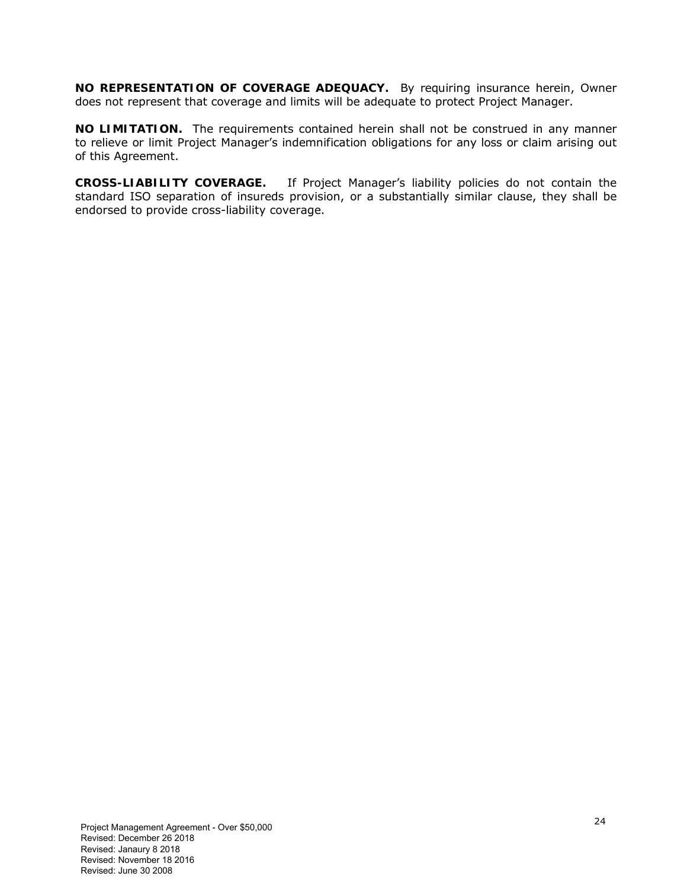**NO REPRESENTATION OF COVERAGE ADEQUACY.** By requiring insurance herein, Owner does not represent that coverage and limits will be adequate to protect Project Manager.

**NO LIMITATION.** The requirements contained herein shall not be construed in any manner to relieve or limit Project Manager's indemnification obligations for any loss or claim arising out of this Agreement.

**CROSS-LIABILITY COVERAGE.** If Project Manager's liability policies do not contain the standard ISO separation of insureds provision, or a substantially similar clause, they shall be endorsed to provide cross-liability coverage.